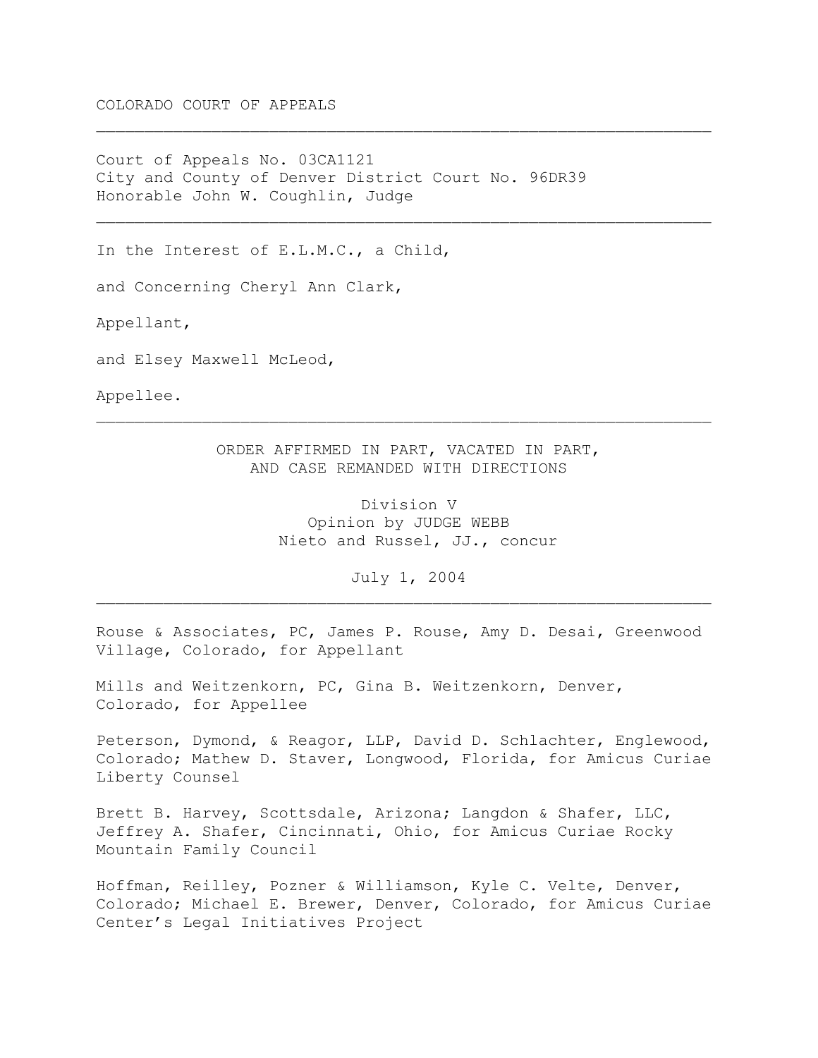COLORADO COURT OF APPEALS

---

Court of Appeals No. 03CA1121
City and County of Denver District Court No. 96DR39
Honorable John W. Coughlin, Judge

---

In the Interest of E.L.M.C., a Child,

and Concerning Cheryl Ann Clark,

Appellant,

and Elsey Maxwell McLeod,

Appellee.

---

ORDER AFFIRMED IN PART, VACATED IN PART,
AND CASE REMANDED WITH DIRECTIONS

Division V
Opinion by JUDGE WEBB
Nieto and Russel, JJ., concur

July 1, 2004

---

Rouse & Associates, PC, James P. Rouse, Amy D. Desai, Greenwood Village, Colorado, for Appellant

Mills and Weitzenkorn, PC, Gina B. Weitzenkorn, Denver, Colorado, for Appellee

Peterson, Dymond, & Reagor, LLP, David D. Schlachter, Englewood, Colorado; Mathew D. Staver, Longwood, Florida, for Amicus Curiae Liberty Counsel

Brett B. Harvey, Scottsdale, Arizona; Langdon & Shafer, LLC, Jeffrey A. Shafer, Cincinnati, Ohio, for Amicus Curiae Rocky Mountain Family Council

Hoffman, Reilley, Pozner & Williamson, Kyle C. Velte, Denver, Colorado; Michael E. Brewer, Denver, Colorado, for Amicus Curiae Center's Legal Initiatives Project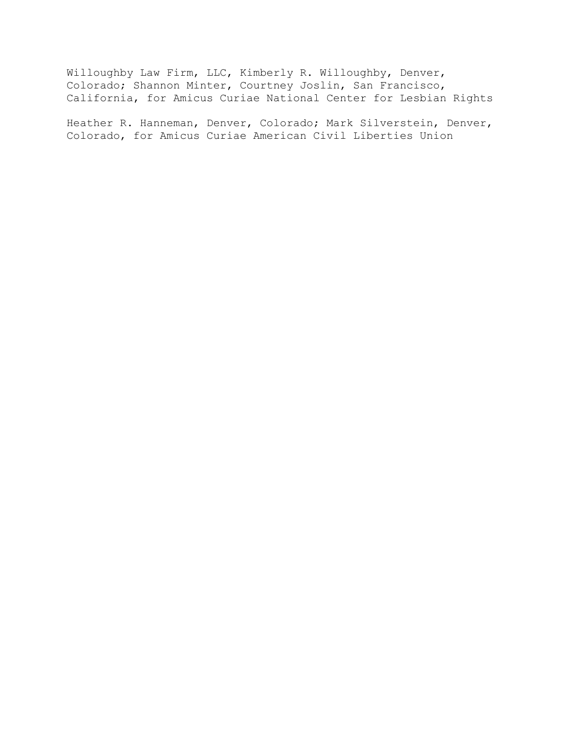Willoughby Law Firm, LLC, Kimberly R. Willoughby, Denver, Colorado; Shannon Minter, Courtney Joslin, San Francisco, California, for Amicus Curiae National Center for Lesbian Rights

Heather R. Hanneman, Denver, Colorado; Mark Silverstein, Denver, Colorado, for Amicus Curiae American Civil Liberties Union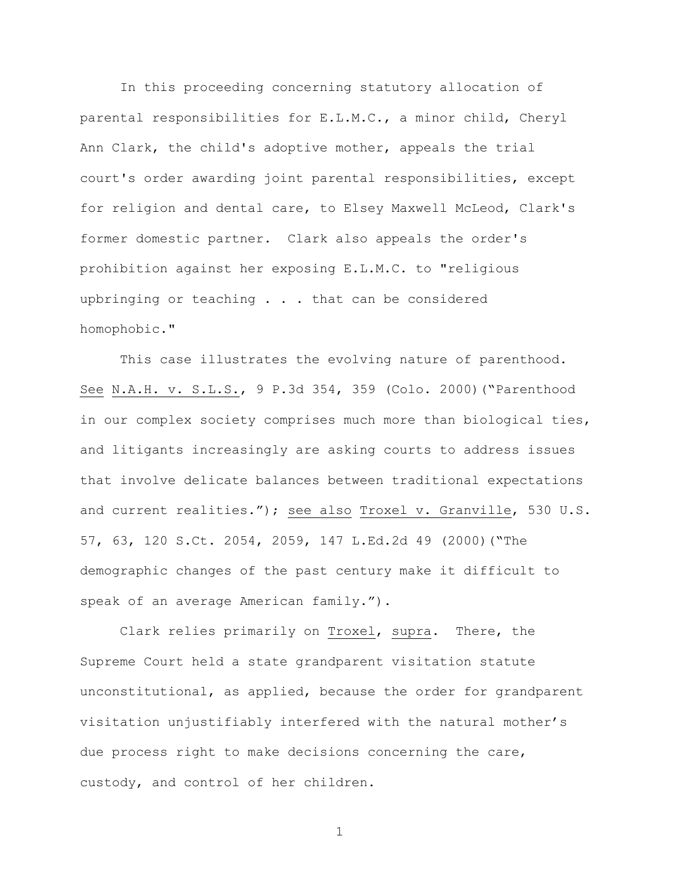In this proceeding concerning statutory allocation of parental responsibilities for E.L.M.C., a minor child, Cheryl Ann Clark, the child's adoptive mother, appeals the trial court's order awarding joint parental responsibilities, except for religion and dental care, to Elsey Maxwell McLeod, Clark's former domestic partner. Clark also appeals the order's prohibition against her exposing E.L.M.C. to "religious upbringing or teaching . . . that can be considered homophobic."

This case illustrates the evolving nature of parenthood. See N.A.H. v. S.L.S., 9 P.3d 354, 359 (Colo. 2000)("Parenthood in our complex society comprises much more than biological ties, and litigants increasingly are asking courts to address issues that involve delicate balances between traditional expectations and current realities."); see also Troxel v. Granville, 530 U.S. 57, 63, 120 S.Ct. 2054, 2059, 147 L.Ed.2d 49 (2000)("The demographic changes of the past century make it difficult to speak of an average American family.").

Clark relies primarily on Troxel, supra. There, the Supreme Court held a state grandparent visitation statute unconstitutional, as applied, because the order for grandparent visitation unjustifiably interfered with the natural mother's due process right to make decisions concerning the care, custody, and control of her children.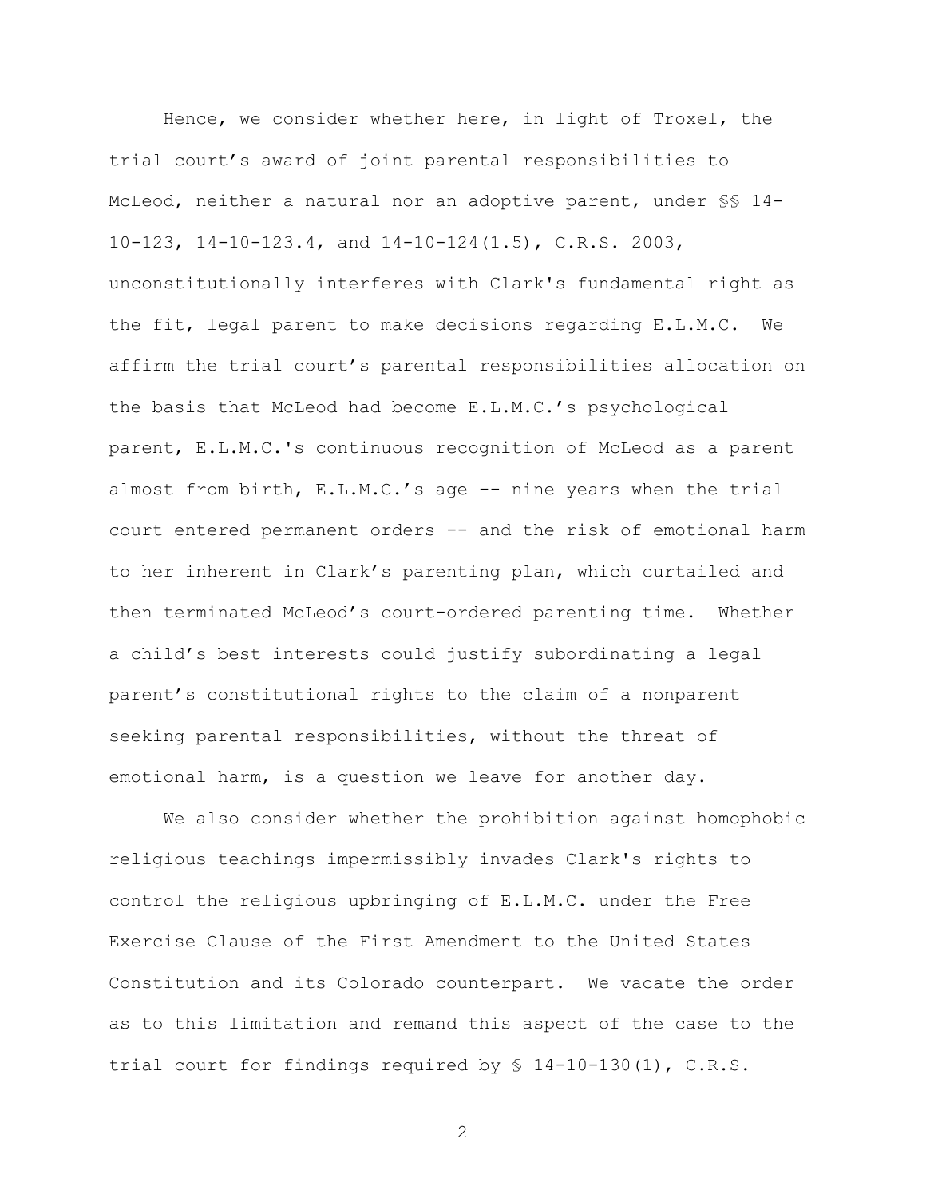Hence, we consider whether here, in light of Troxel, the trial court's award of joint parental responsibilities to McLeod, neither a natural nor an adoptive parent, under §§ 14-10-123, 14-10-123.4, and 14-10-124(1.5), C.R.S. 2003, unconstitutionally interferes with Clark's fundamental right as the fit, legal parent to make decisions regarding E.L.M.C. We affirm the trial court's parental responsibilities allocation on the basis that McLeod had become E.L.M.C.'s psychological parent, E.L.M.C.'s continuous recognition of McLeod as a parent almost from birth, E.L.M.C.'s age -- nine years when the trial court entered permanent orders -- and the risk of emotional harm to her inherent in Clark's parenting plan, which curtailed and then terminated McLeod's court-ordered parenting time. Whether a child's best interests could justify subordinating a legal parent's constitutional rights to the claim of a nonparent seeking parental responsibilities, without the threat of emotional harm, is a question we leave for another day.

We also consider whether the prohibition against homophobic religious teachings impermissibly invades Clark's rights to control the religious upbringing of E.L.M.C. under the Free Exercise Clause of the First Amendment to the United States Constitution and its Colorado counterpart. We vacate the order as to this limitation and remand this aspect of the case to the trial court for findings required by § 14-10-130(1), C.R.S.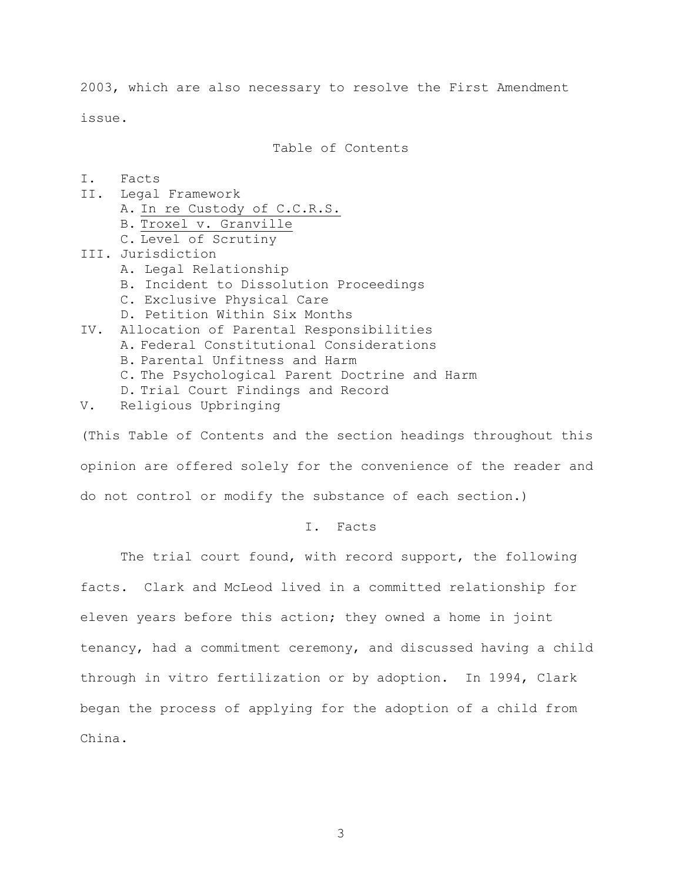2003, which are also necessary to resolve the First Amendment issue.

## Table of Contents

- I. Facts
- II. Legal Framework
  - A. In re Custody of C.C.R.S.
  - B. Troxel v. Granville
  - C. Level of Scrutiny
- III. Jurisdiction
  - A. Legal Relationship
  - B. Incident to Dissolution Proceedings
  - C. Exclusive Physical Care
  - D. Petition Within Six Months
- IV. Allocation of Parental Responsibilities
  - A. Federal Constitutional Considerations
  - B. Parental Unfitness and Harm
  - C. The Psychological Parent Doctrine and Harm
  - D. Trial Court Findings and Record
- V. Religious Upbringing

(This Table of Contents and the section headings throughout this opinion are offered solely for the convenience of the reader and do not control or modify the substance of each section.)

## I. Facts

The trial court found, with record support, the following facts. Clark and McLeod lived in a committed relationship for eleven years before this action; they owned a home in joint tenancy, had a commitment ceremony, and discussed having a child through in vitro fertilization or by adoption. In 1994, Clark began the process of applying for the adoption of a child from China.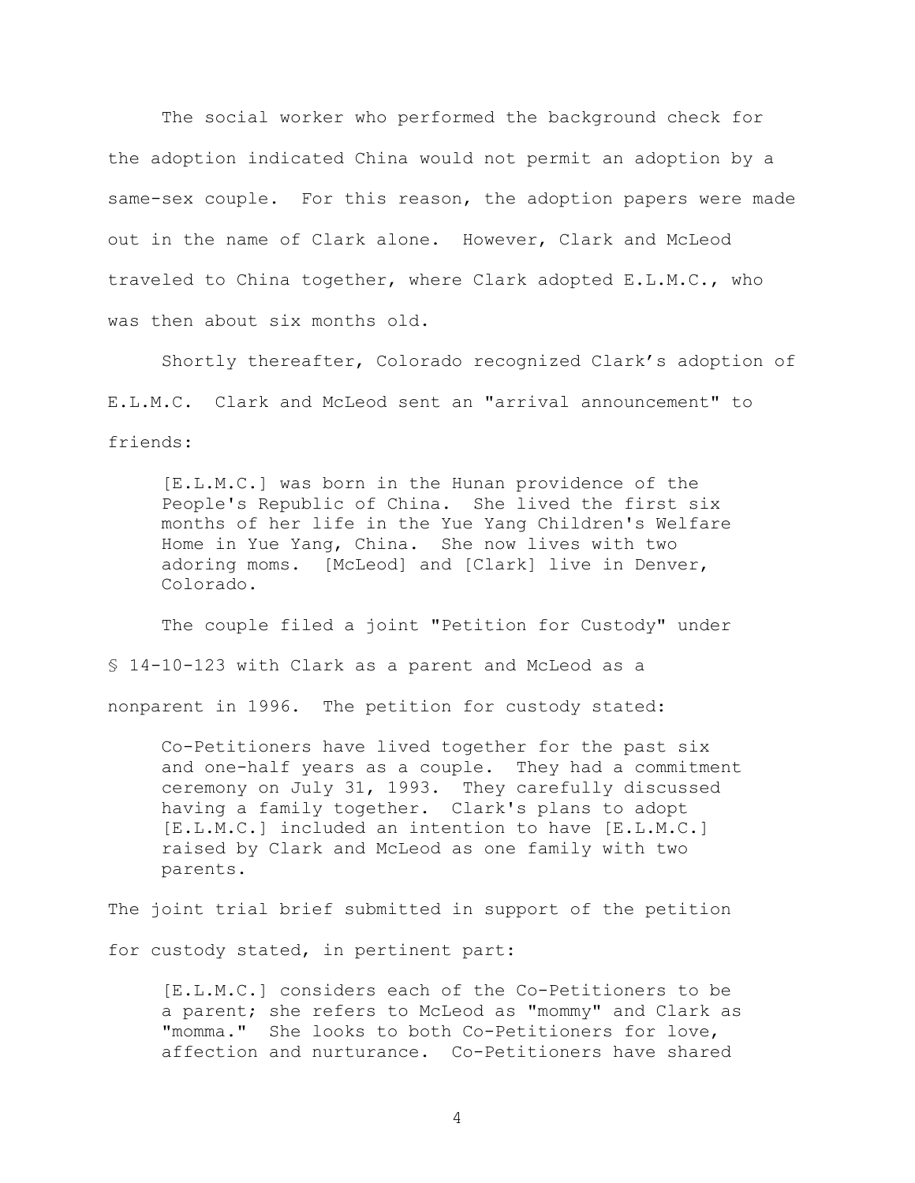The social worker who performed the background check for the adoption indicated China would not permit an adoption by a same-sex couple. For this reason, the adoption papers were made out in the name of Clark alone. However, Clark and McLeod traveled to China together, where Clark adopted E.L.M.C., who was then about six months old.

Shortly thereafter, Colorado recognized Clark's adoption of E.L.M.C. Clark and McLeod sent an "arrival announcement" to friends:

> [E.L.M.C.] was born in the Hunan providence of the People's Republic of China. She lived the first six months of her life in the Yue Yang Children's Welfare Home in Yue Yang, China. She now lives with two adoring moms. [McLeod] and [Clark] live in Denver, Colorado.

The couple filed a joint "Petition for Custody" under § 14-10-123 with Clark as a parent and McLeod as a nonparent in 1996. The petition for custody stated:

> Co-Petitioners have lived together for the past six and one-half years as a couple. They had a commitment ceremony on July 31, 1993. They carefully discussed having a family together. Clark's plans to adopt [E.L.M.C.] included an intention to have [E.L.M.C.] raised by Clark and McLeod as one family with two parents.

The joint trial brief submitted in support of the petition for custody stated, in pertinent part:

> [E.L.M.C.] considers each of the Co-Petitioners to be a parent; she refers to McLeod as "mommy" and Clark as "momma." She looks to both Co-Petitioners for love, affection and nurturance. Co-Petitioners have shared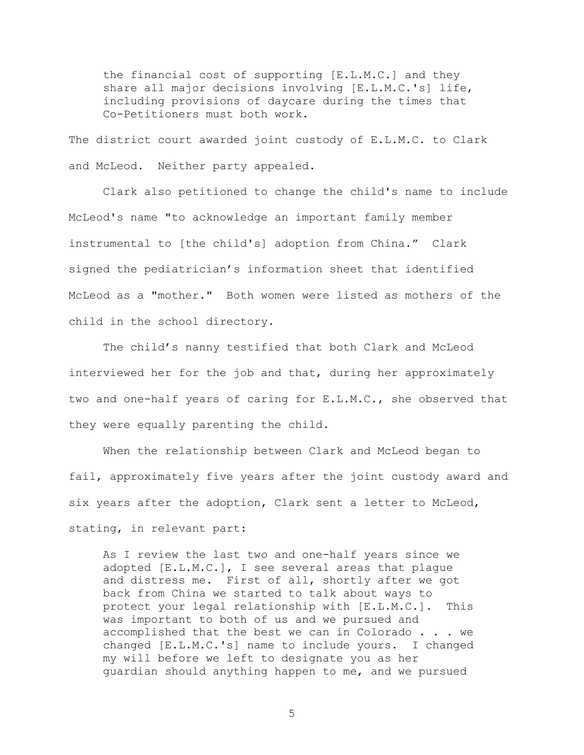> the financial cost of supporting [E.L.M.C.] and they share all major decisions involving [E.L.M.C.'s] life, including provisions of daycare during the times that Co-Petitioners must both work.

The district court awarded joint custody of E.L.M.C. to Clark and McLeod. Neither party appealed.

Clark also petitioned to change the child's name to include McLeod's name "to acknowledge an important family member instrumental to [the child's] adoption from China." Clark signed the pediatrician's information sheet that identified McLeod as a "mother." Both women were listed as mothers of the child in the school directory.

The child's nanny testified that both Clark and McLeod interviewed her for the job and that, during her approximately two and one-half years of caring for E.L.M.C., she observed that they were equally parenting the child.

When the relationship between Clark and McLeod began to fail, approximately five years after the joint custody award and six years after the adoption, Clark sent a letter to McLeod, stating, in relevant part:

> As I review the last two and one-half years since we adopted [E.L.M.C.], I see several areas that plague and distress me. First of all, shortly after we got back from China we started to talk about ways to protect your legal relationship with [E.L.M.C.]. This was important to both of us and we pursued and accomplished that the best we can in Colorado . . . we changed [E.L.M.C.'s] name to include yours. I changed my will before we left to designate you as her guardian should anything happen to me, and we pursued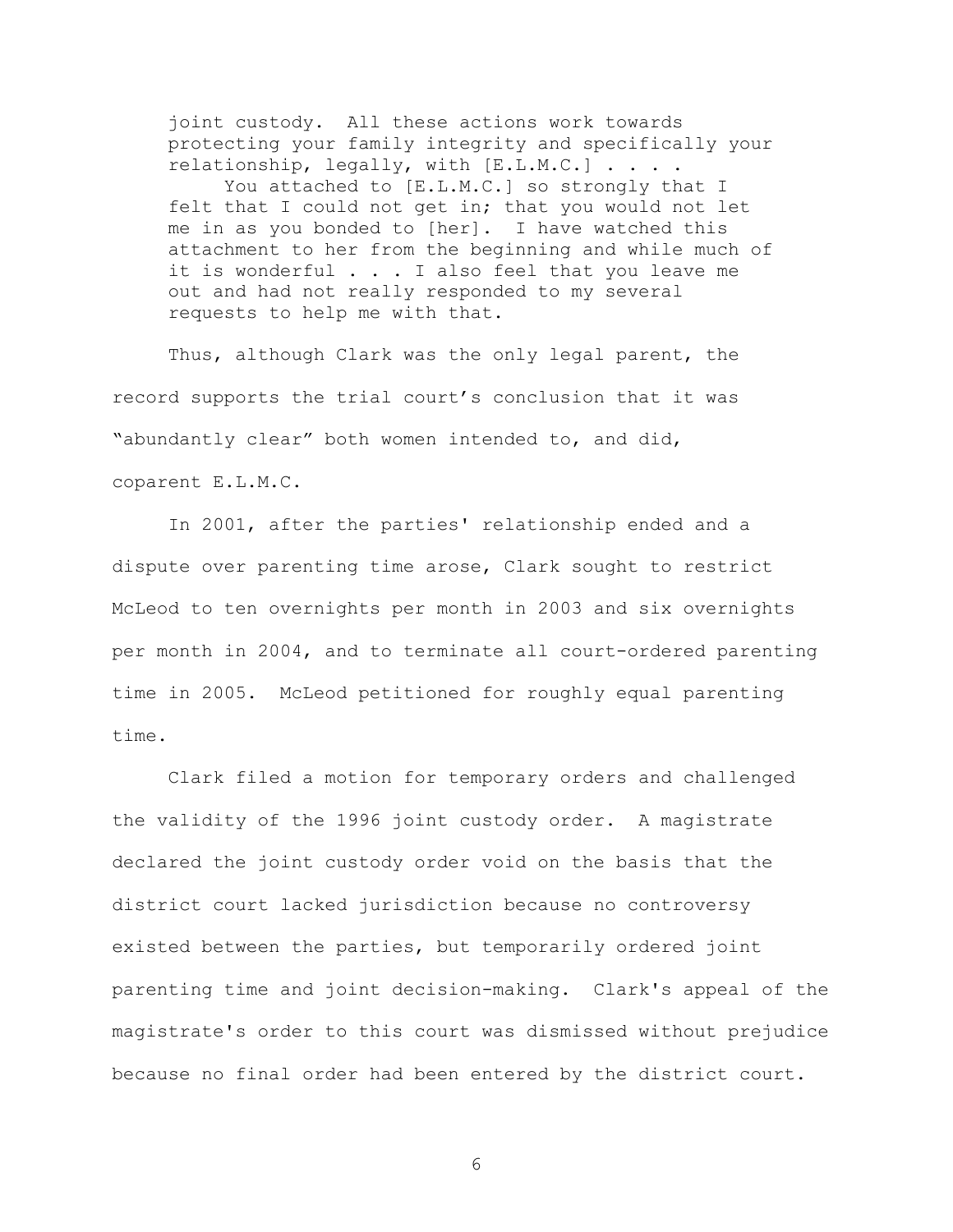> joint custody. All these actions work towards protecting your family integrity and specifically your relationship, legally, with [E.L.M.C.] . . . .
>
> You attached to [E.L.M.C.] so strongly that I felt that I could not get in; that you would not let me in as you bonded to [her]. I have watched this attachment to her from the beginning and while much of it is wonderful . . . I also feel that you leave me out and had not really responded to my several requests to help me with that.

Thus, although Clark was the only legal parent, the record supports the trial court's conclusion that it was "abundantly clear" both women intended to, and did, coparent E.L.M.C.

In 2001, after the parties' relationship ended and a dispute over parenting time arose, Clark sought to restrict McLeod to ten overnights per month in 2003 and six overnights per month in 2004, and to terminate all court-ordered parenting time in 2005. McLeod petitioned for roughly equal parenting time.

Clark filed a motion for temporary orders and challenged the validity of the 1996 joint custody order. A magistrate declared the joint custody order void on the basis that the district court lacked jurisdiction because no controversy existed between the parties, but temporarily ordered joint parenting time and joint decision-making. Clark's appeal of the magistrate's order to this court was dismissed without prejudice because no final order had been entered by the district court.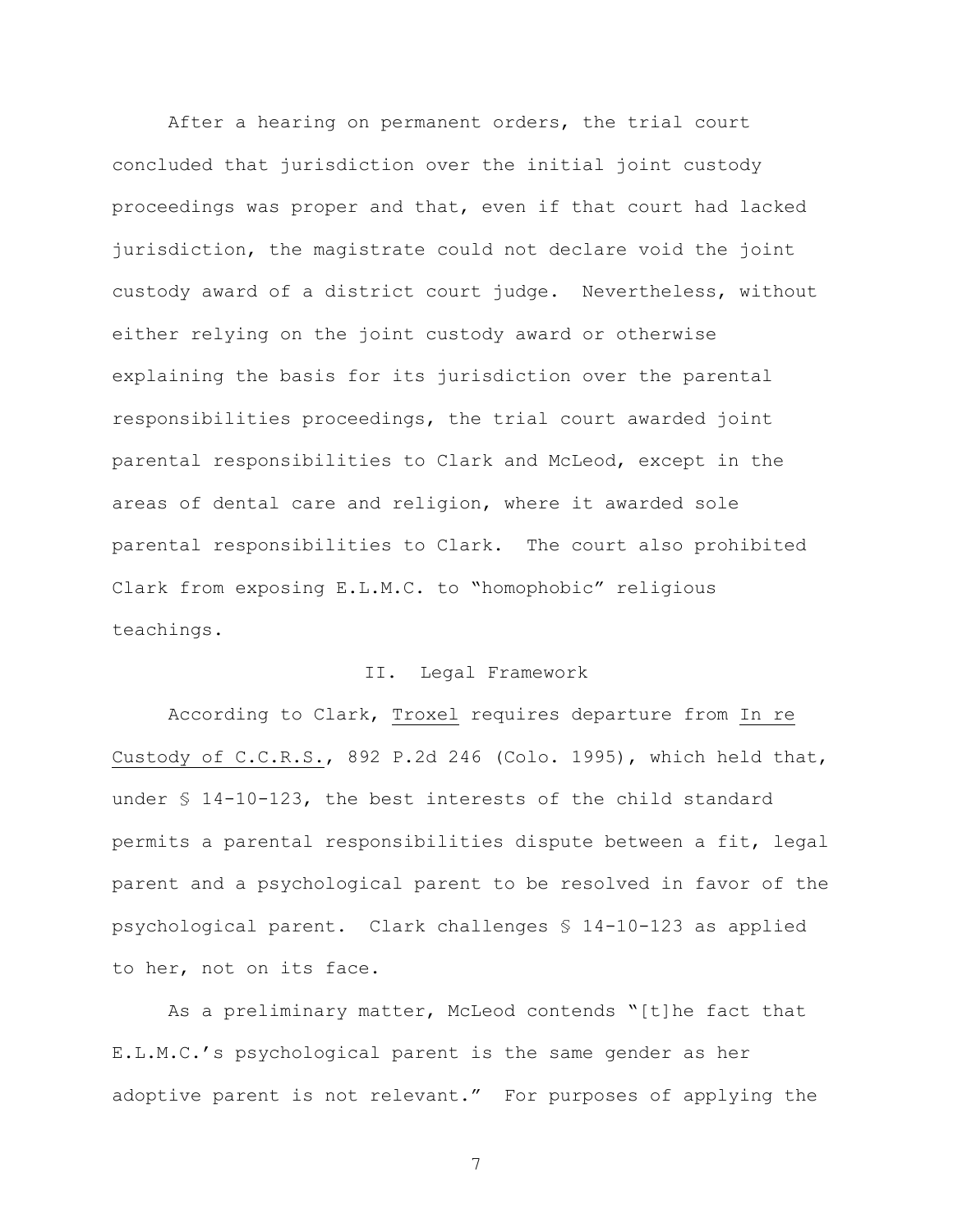After a hearing on permanent orders, the trial court concluded that jurisdiction over the initial joint custody proceedings was proper and that, even if that court had lacked jurisdiction, the magistrate could not declare void the joint custody award of a district court judge. Nevertheless, without either relying on the joint custody award or otherwise explaining the basis for its jurisdiction over the parental responsibilities proceedings, the trial court awarded joint parental responsibilities to Clark and McLeod, except in the areas of dental care and religion, where it awarded sole parental responsibilities to Clark. The court also prohibited Clark from exposing E.L.M.C. to "homophobic" religious teachings.

## II. Legal Framework

According to Clark, Troxel requires departure from In re Custody of C.C.R.S., 892 P.2d 246 (Colo. 1995), which held that, under § 14-10-123, the best interests of the child standard permits a parental responsibilities dispute between a fit, legal parent and a psychological parent to be resolved in favor of the psychological parent. Clark challenges § 14-10-123 as applied to her, not on its face.

As a preliminary matter, McLeod contends "[t]he fact that E.L.M.C.'s psychological parent is the same gender as her adoptive parent is not relevant." For purposes of applying the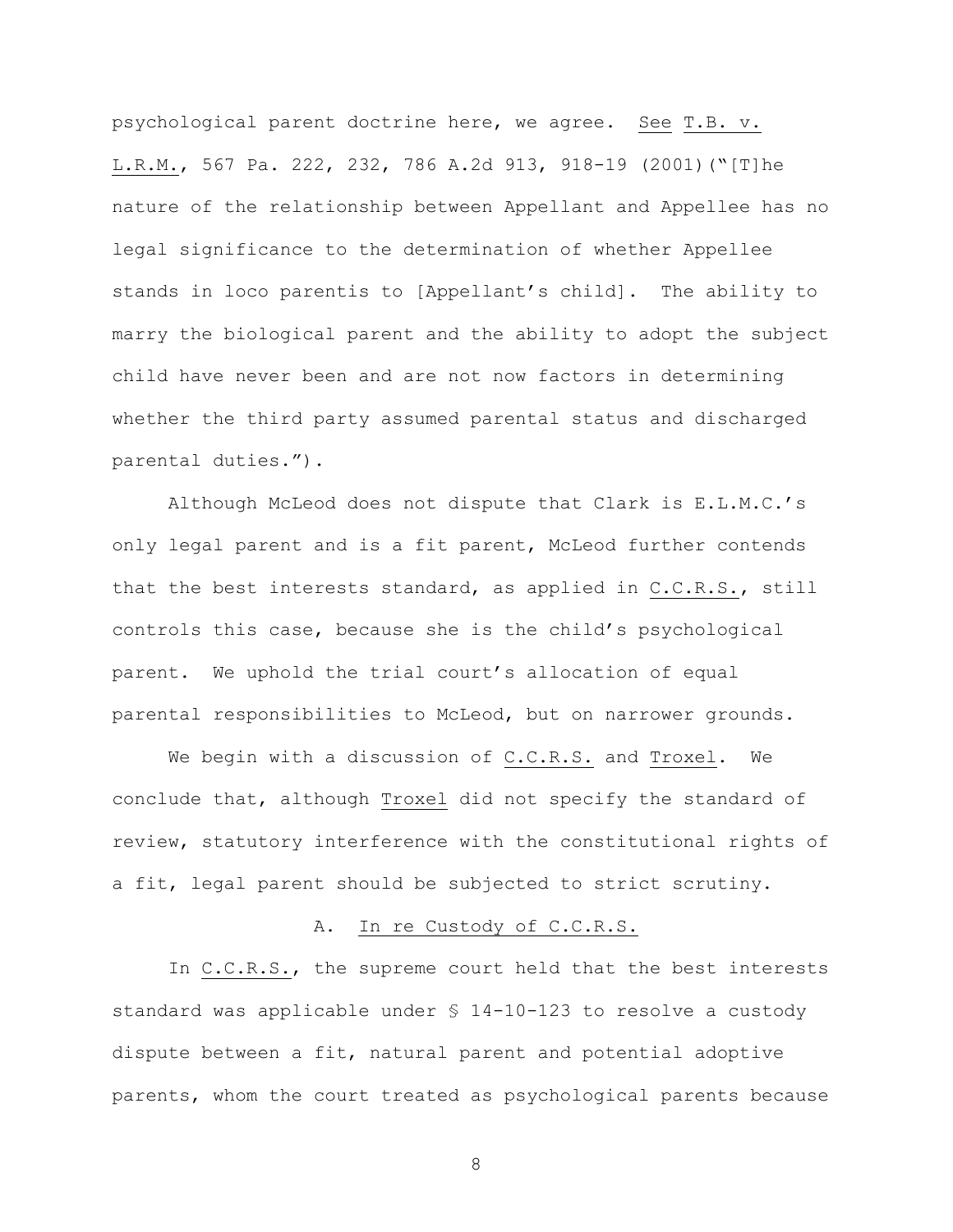psychological parent doctrine here, we agree. See T.B. v. L.R.M., 567 Pa. 222, 232, 786 A.2d 913, 918-19 (2001)("[T]he nature of the relationship between Appellant and Appellee has no legal significance to the determination of whether Appellee stands in loco parentis to [Appellant's child]. The ability to marry the biological parent and the ability to adopt the subject child have never been and are not now factors in determining whether the third party assumed parental status and discharged parental duties.").

Although McLeod does not dispute that Clark is E.L.M.C.'s only legal parent and is a fit parent, McLeod further contends that the best interests standard, as applied in C.C.R.S., still controls this case, because she is the child's psychological parent. We uphold the trial court's allocation of equal parental responsibilities to McLeod, but on narrower grounds.

We begin with a discussion of C.C.R.S. and Troxel. We conclude that, although Troxel did not specify the standard of review, statutory interference with the constitutional rights of a fit, legal parent should be subjected to strict scrutiny.

### A. In re Custody of C.C.R.S.

In C.C.R.S., the supreme court held that the best interests standard was applicable under § 14-10-123 to resolve a custody dispute between a fit, natural parent and potential adoptive parents, whom the court treated as psychological parents because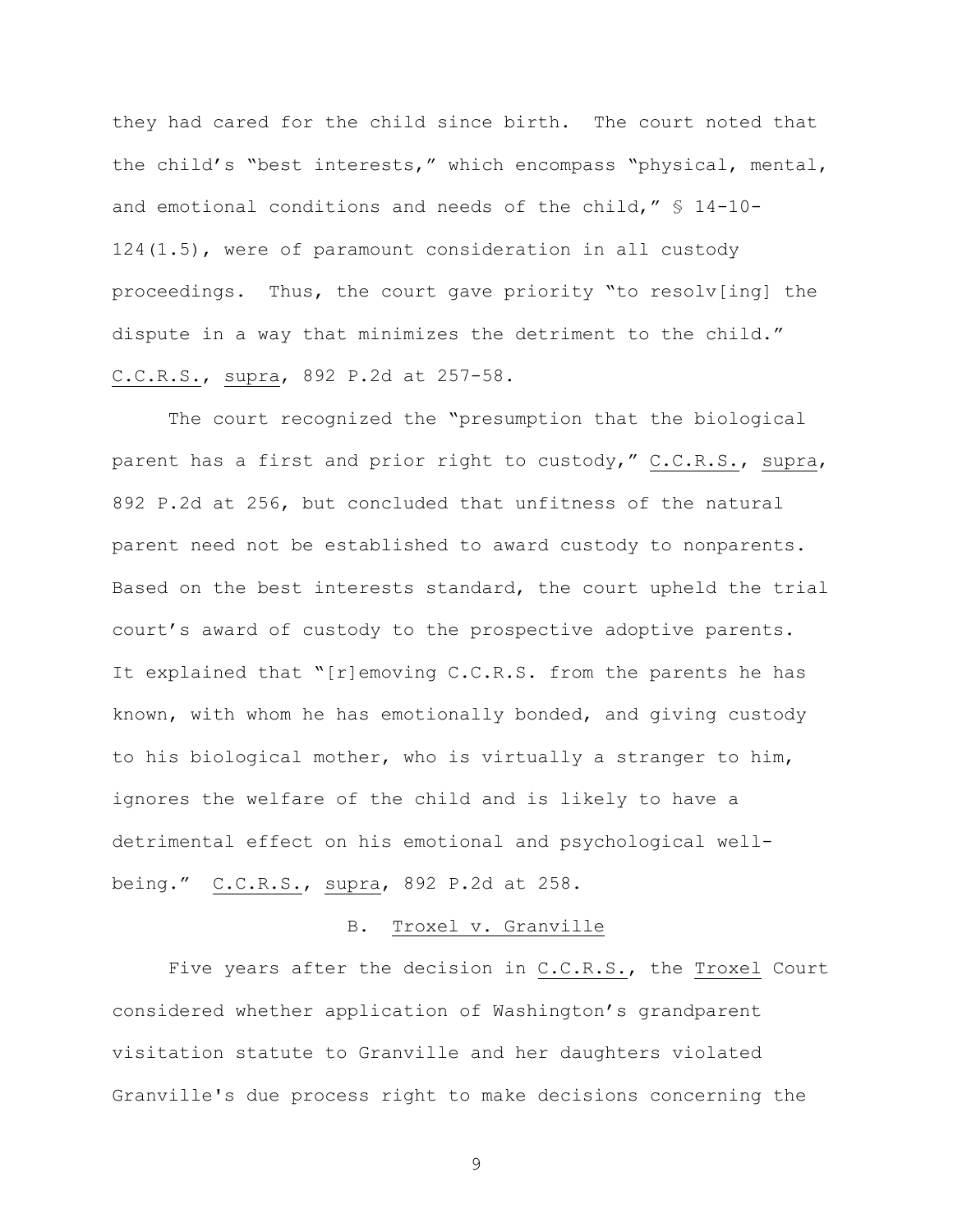they had cared for the child since birth. The court noted that the child's "best interests," which encompass "physical, mental, and emotional conditions and needs of the child," § 14-10-124(1.5), were of paramount consideration in all custody proceedings. Thus, the court gave priority "to resolv[ing] the dispute in a way that minimizes the detriment to the child." C.C.R.S., supra, 892 P.2d at 257-58.

The court recognized the "presumption that the biological parent has a first and prior right to custody," C.C.R.S., supra, 892 P.2d at 256, but concluded that unfitness of the natural parent need not be established to award custody to nonparents. Based on the best interests standard, the court upheld the trial court's award of custody to the prospective adoptive parents. It explained that "[r]emoving C.C.R.S. from the parents he has known, with whom he has emotionally bonded, and giving custody to his biological mother, who is virtually a stranger to him, ignores the welfare of the child and is likely to have a detrimental effect on his emotional and psychological well-being." C.C.R.S., supra, 892 P.2d at 258.

### B. Troxel v. Granville

Five years after the decision in C.C.R.S., the Troxel Court considered whether application of Washington's grandparent visitation statute to Granville and her daughters violated Granville's due process right to make decisions concerning the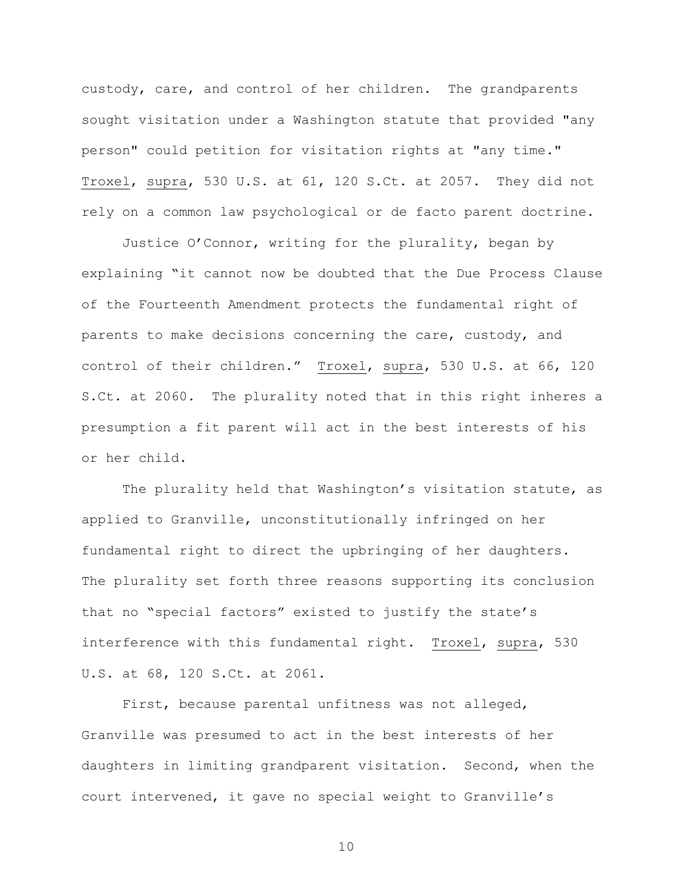custody, care, and control of her children. The grandparents sought visitation under a Washington statute that provided "any person" could petition for visitation rights at "any time." Troxel, supra, 530 U.S. at 61, 120 S.Ct. at 2057. They did not rely on a common law psychological or de facto parent doctrine.

Justice O'Connor, writing for the plurality, began by explaining "it cannot now be doubted that the Due Process Clause of the Fourteenth Amendment protects the fundamental right of parents to make decisions concerning the care, custody, and control of their children." Troxel, supra, 530 U.S. at 66, 120 S.Ct. at 2060. The plurality noted that in this right inheres a presumption a fit parent will act in the best interests of his or her child.

The plurality held that Washington's visitation statute, as applied to Granville, unconstitutionally infringed on her fundamental right to direct the upbringing of her daughters. The plurality set forth three reasons supporting its conclusion that no "special factors" existed to justify the state's interference with this fundamental right. Troxel, supra, 530 U.S. at 68, 120 S.Ct. at 2061.

First, because parental unfitness was not alleged, Granville was presumed to act in the best interests of her daughters in limiting grandparent visitation. Second, when the court intervened, it gave no special weight to Granville's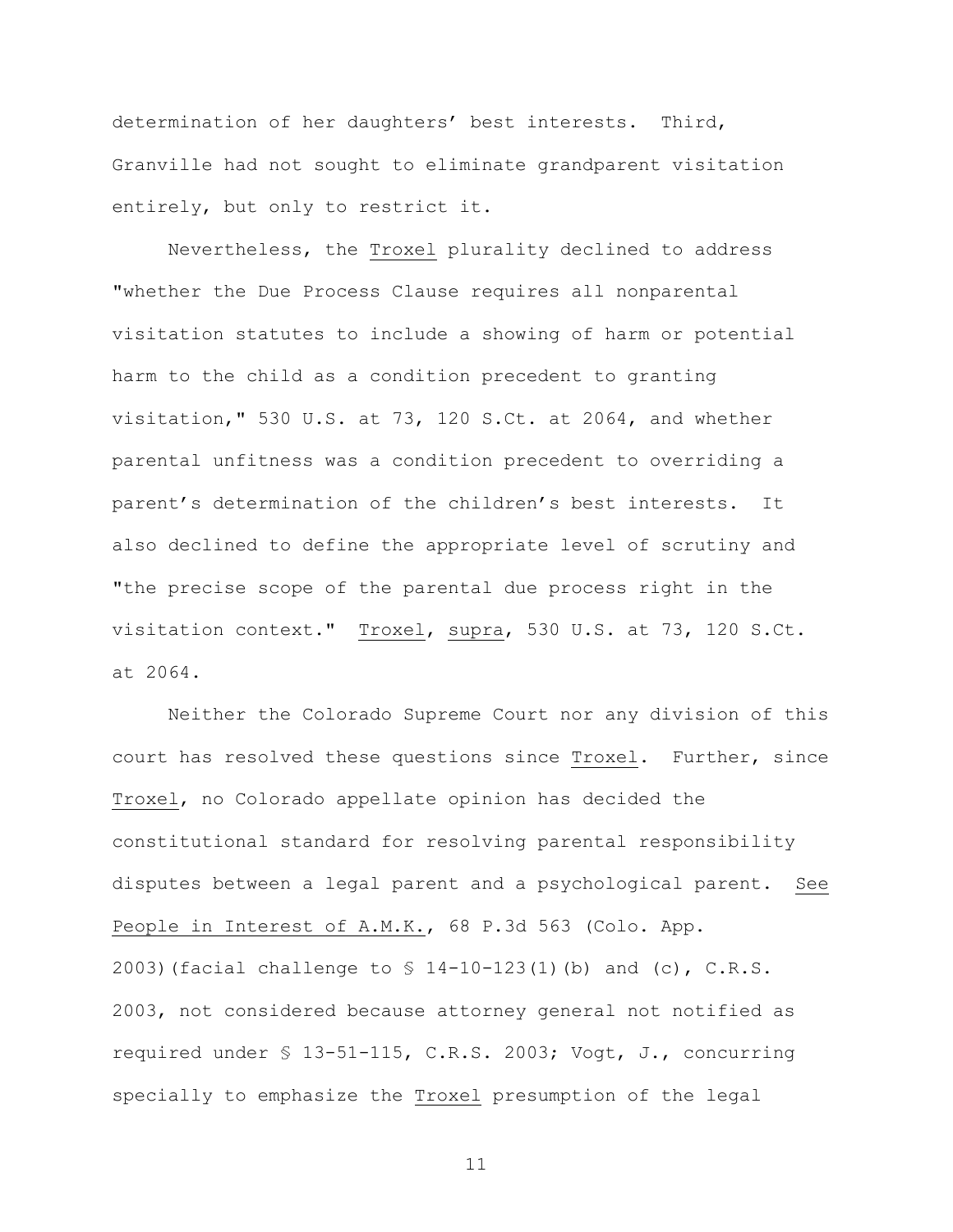determination of her daughters' best interests. Third, Granville had not sought to eliminate grandparent visitation entirely, but only to restrict it.

Nevertheless, the Troxel plurality declined to address "whether the Due Process Clause requires all nonparental visitation statutes to include a showing of harm or potential harm to the child as a condition precedent to granting visitation," 530 U.S. at 73, 120 S.Ct. at 2064, and whether parental unfitness was a condition precedent to overriding a parent's determination of the children's best interests. It also declined to define the appropriate level of scrutiny and "the precise scope of the parental due process right in the visitation context." Troxel, supra, 530 U.S. at 73, 120 S.Ct. at 2064.

Neither the Colorado Supreme Court nor any division of this court has resolved these questions since Troxel. Further, since Troxel, no Colorado appellate opinion has decided the constitutional standard for resolving parental responsibility disputes between a legal parent and a psychological parent. See People in Interest of A.M.K., 68 P.3d 563 (Colo. App. 2003)(facial challenge to § 14-10-123(1)(b) and (c), C.R.S. 2003, not considered because attorney general not notified as required under § 13-51-115, C.R.S. 2003; Vogt, J., concurring specially to emphasize the Troxel presumption of the legal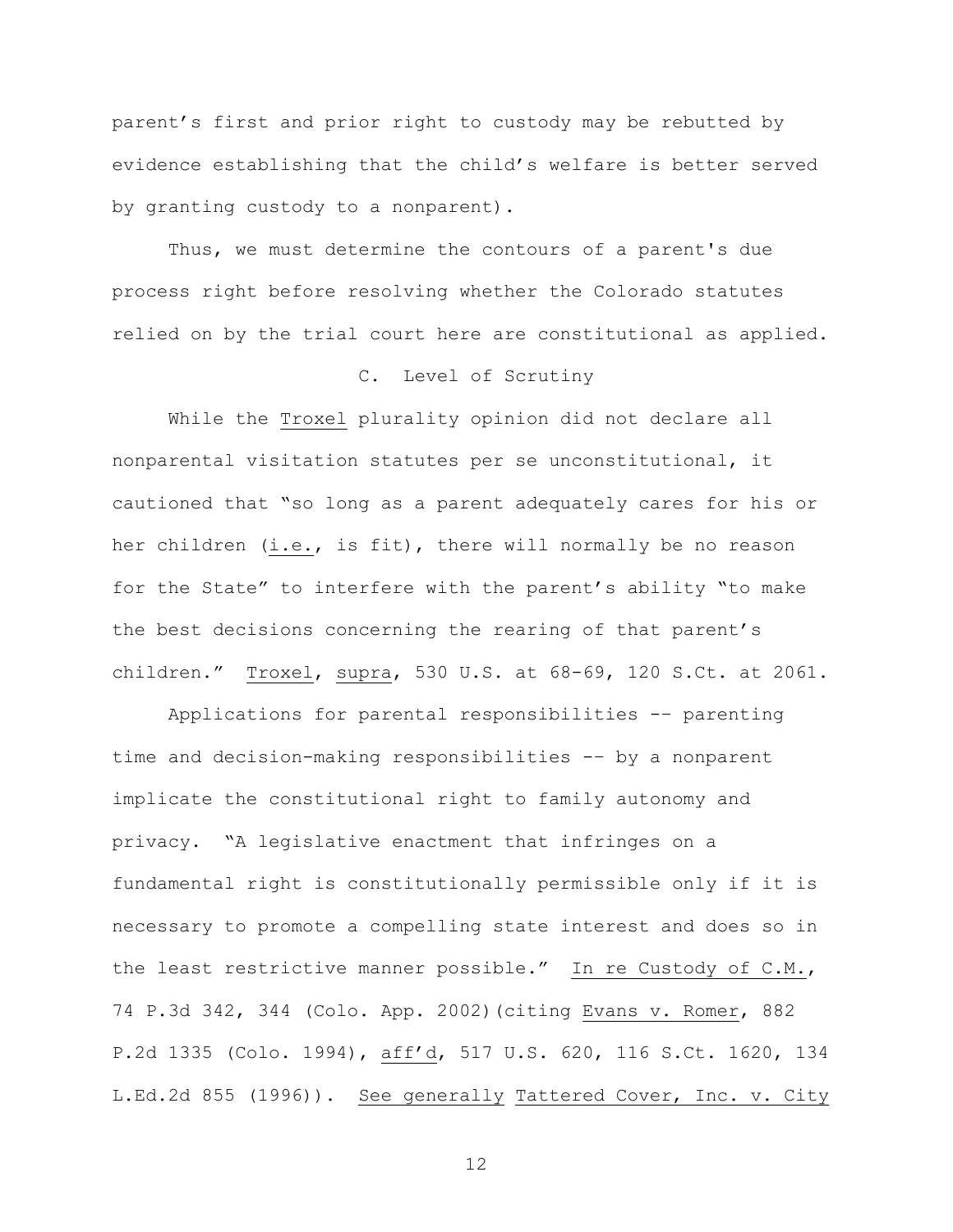parent’s first and prior right to custody may be rebutted by evidence establishing that the child’s welfare is better served by granting custody to a nonparent).

Thus, we must determine the contours of a parent's due process right before resolving whether the Colorado statutes relied on by the trial court here are constitutional as applied.

### C. Level of Scrutiny

While the Troxel plurality opinion did not declare all nonparental visitation statutes per se unconstitutional, it cautioned that “so long as a parent adequately cares for his or her children (i.e., is fit), there will normally be no reason for the State” to interfere with the parent’s ability “to make the best decisions concerning the rearing of that parent’s children.” Troxel, supra, 530 U.S. at 68-69, 120 S.Ct. at 2061.

Applications for parental responsibilities -- parenting time and decision-making responsibilities -- by a nonparent implicate the constitutional right to family autonomy and privacy. “A legislative enactment that infringes on a fundamental right is constitutionally permissible only if it is necessary to promote a compelling state interest and does so in the least restrictive manner possible.” In re Custody of C.M., 74 P.3d 342, 344 (Colo. App. 2002)(citing Evans v. Romer, 882 P.2d 1335 (Colo. 1994), aff’d, 517 U.S. 620, 116 S.Ct. 1620, 134 L.Ed.2d 855 (1996)). See generally Tattered Cover, Inc. v. City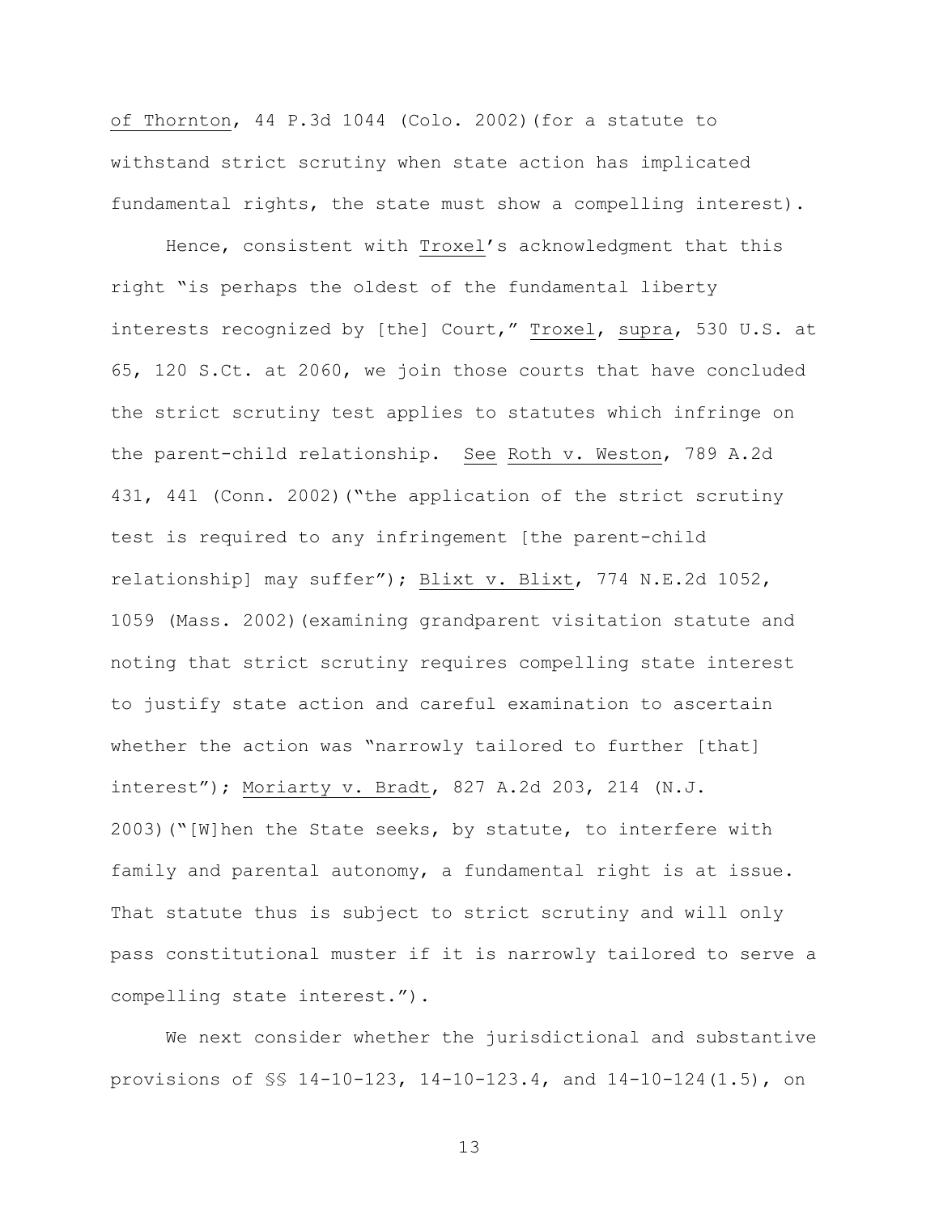of Thornton, 44 P.3d 1044 (Colo. 2002)(for a statute to withstand strict scrutiny when state action has implicated fundamental rights, the state must show a compelling interest).

Hence, consistent with Troxel's acknowledgment that this right "is perhaps the oldest of the fundamental liberty interests recognized by [the] Court," Troxel, supra, 530 U.S. at 65, 120 S.Ct. at 2060, we join those courts that have concluded the strict scrutiny test applies to statutes which infringe on the parent-child relationship. See Roth v. Weston, 789 A.2d 431, 441 (Conn. 2002)("the application of the strict scrutiny test is required to any infringement [the parent-child relationship] may suffer"); Blixt v. Blixt, 774 N.E.2d 1052, 1059 (Mass. 2002)(examining grandparent visitation statute and noting that strict scrutiny requires compelling state interest to justify state action and careful examination to ascertain whether the action was "narrowly tailored to further [that] interest"); Moriarty v. Bradt, 827 A.2d 203, 214 (N.J. 2003)("[W]hen the State seeks, by statute, to interfere with family and parental autonomy, a fundamental right is at issue. That statute thus is subject to strict scrutiny and will only pass constitutional muster if it is narrowly tailored to serve a compelling state interest.").

We next consider whether the jurisdictional and substantive provisions of §§ 14-10-123, 14-10-123.4, and 14-10-124(1.5), on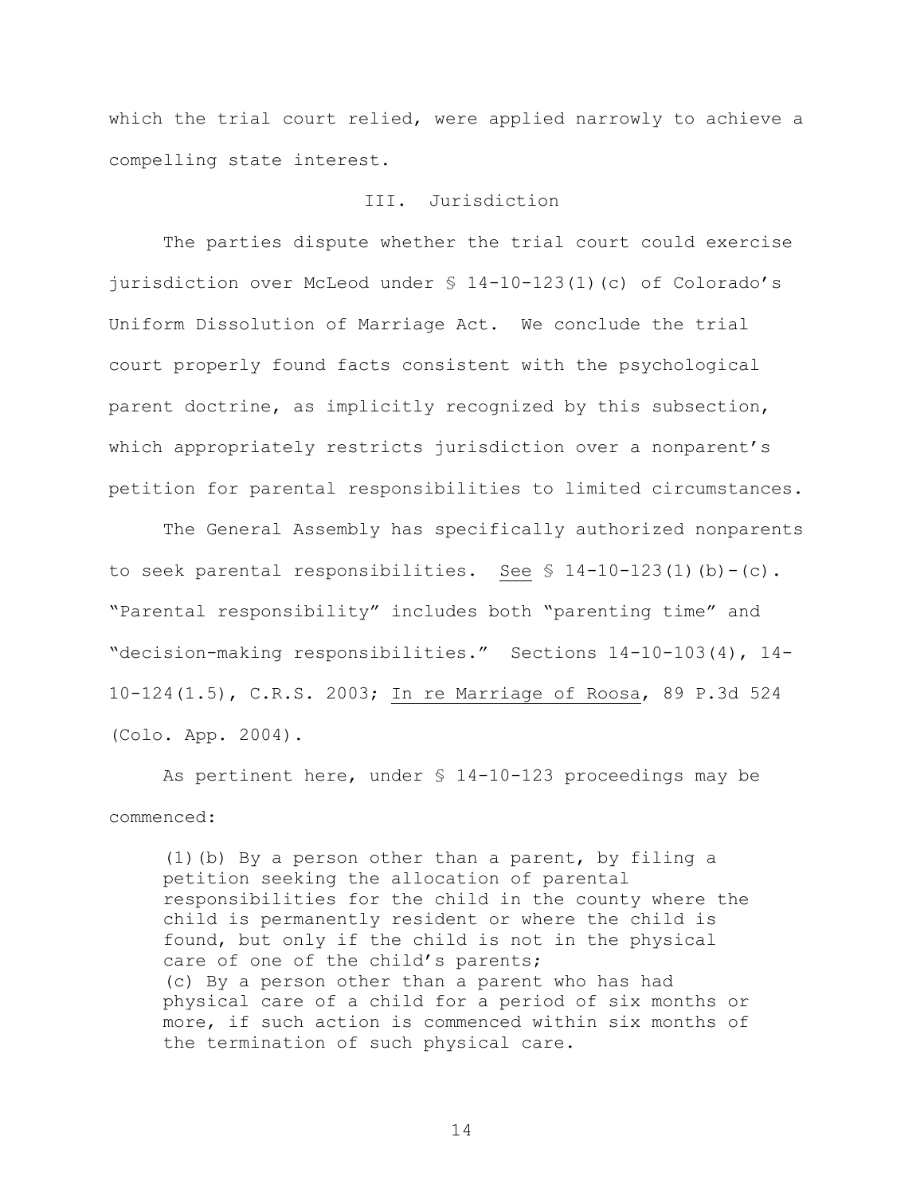which the trial court relied, were applied narrowly to achieve a compelling state interest.

## III. Jurisdiction

The parties dispute whether the trial court could exercise jurisdiction over McLeod under § 14-10-123(1)(c) of Colorado's Uniform Dissolution of Marriage Act. We conclude the trial court properly found facts consistent with the psychological parent doctrine, as implicitly recognized by this subsection, which appropriately restricts jurisdiction over a nonparent's petition for parental responsibilities to limited circumstances.

The General Assembly has specifically authorized nonparents to seek parental responsibilities. See § 14-10-123(1)(b)-(c). "Parental responsibility" includes both "parenting time" and "decision-making responsibilities." Sections 14-10-103(4), 14-10-124(1.5), C.R.S. 2003; In re Marriage of Roosa, 89 P.3d 524 (Colo. App. 2004).

As pertinent here, under § 14-10-123 proceedings may be commenced:

> (1)(b) By a person other than a parent, by filing a petition seeking the allocation of parental responsibilities for the child in the county where the child is permanently resident or where the child is found, but only if the child is not in the physical care of one of the child's parents;
> (c) By a person other than a parent who has had physical care of a child for a period of six months or more, if such action is commenced within six months of the termination of such physical care.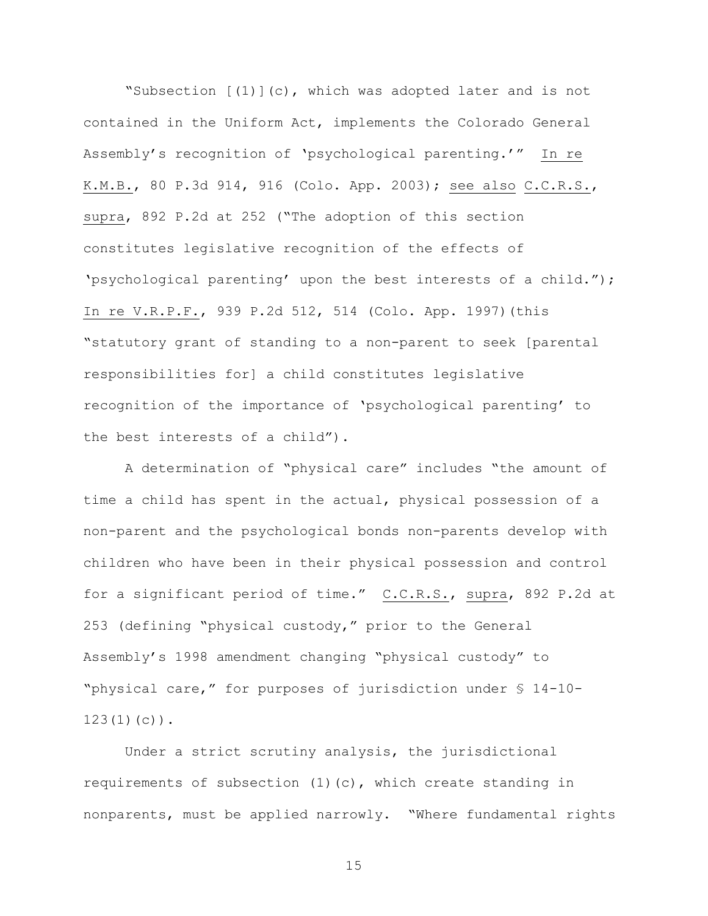"Subsection [(1)](c), which was adopted later and is not contained in the Uniform Act, implements the Colorado General Assembly's recognition of 'psychological parenting.'" In re K.M.B., 80 P.3d 914, 916 (Colo. App. 2003); see also C.C.R.S., supra, 892 P.2d at 252 ("The adoption of this section constitutes legislative recognition of the effects of 'psychological parenting' upon the best interests of a child."); In re V.R.P.F., 939 P.2d 512, 514 (Colo. App. 1997)(this "statutory grant of standing to a non-parent to seek [parental responsibilities for] a child constitutes legislative recognition of the importance of 'psychological parenting' to the best interests of a child").

A determination of "physical care" includes "the amount of time a child has spent in the actual, physical possession of a non-parent and the psychological bonds non-parents develop with children who have been in their physical possession and control for a significant period of time." C.C.R.S., supra, 892 P.2d at 253 (defining "physical custody," prior to the General Assembly's 1998 amendment changing "physical custody" to "physical care," for purposes of jurisdiction under § 14-10-123(1)(c)).

Under a strict scrutiny analysis, the jurisdictional requirements of subsection (1)(c), which create standing in nonparents, must be applied narrowly. "Where fundamental rights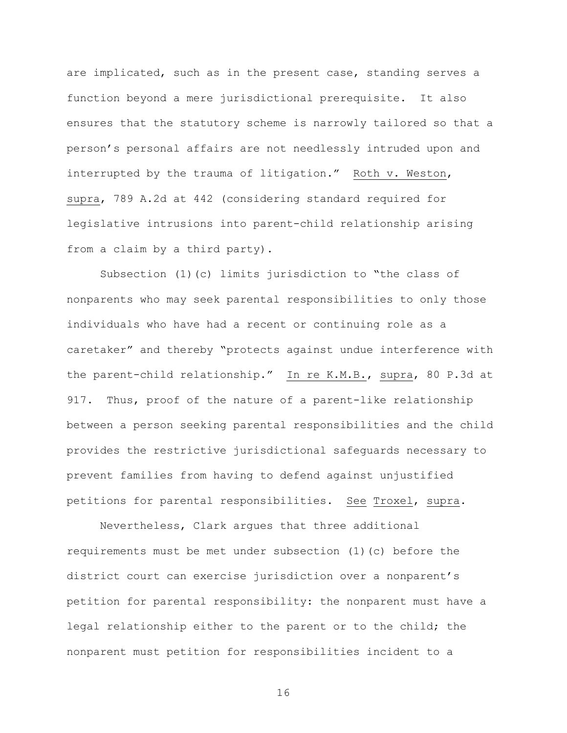are implicated, such as in the present case, standing serves a function beyond a mere jurisdictional prerequisite. It also ensures that the statutory scheme is narrowly tailored so that a person's personal affairs are not needlessly intruded upon and interrupted by the trauma of litigation." Roth v. Weston, supra, 789 A.2d at 442 (considering standard required for legislative intrusions into parent-child relationship arising from a claim by a third party).

Subsection (1)(c) limits jurisdiction to "the class of nonparents who may seek parental responsibilities to only those individuals who have had a recent or continuing role as a caretaker" and thereby "protects against undue interference with the parent-child relationship." In re K.M.B., supra, 80 P.3d at 917. Thus, proof of the nature of a parent-like relationship between a person seeking parental responsibilities and the child provides the restrictive jurisdictional safeguards necessary to prevent families from having to defend against unjustified petitions for parental responsibilities. See Troxel, supra.

Nevertheless, Clark argues that three additional requirements must be met under subsection (1)(c) before the district court can exercise jurisdiction over a nonparent's petition for parental responsibility: the nonparent must have a legal relationship either to the parent or to the child; the nonparent must petition for responsibilities incident to a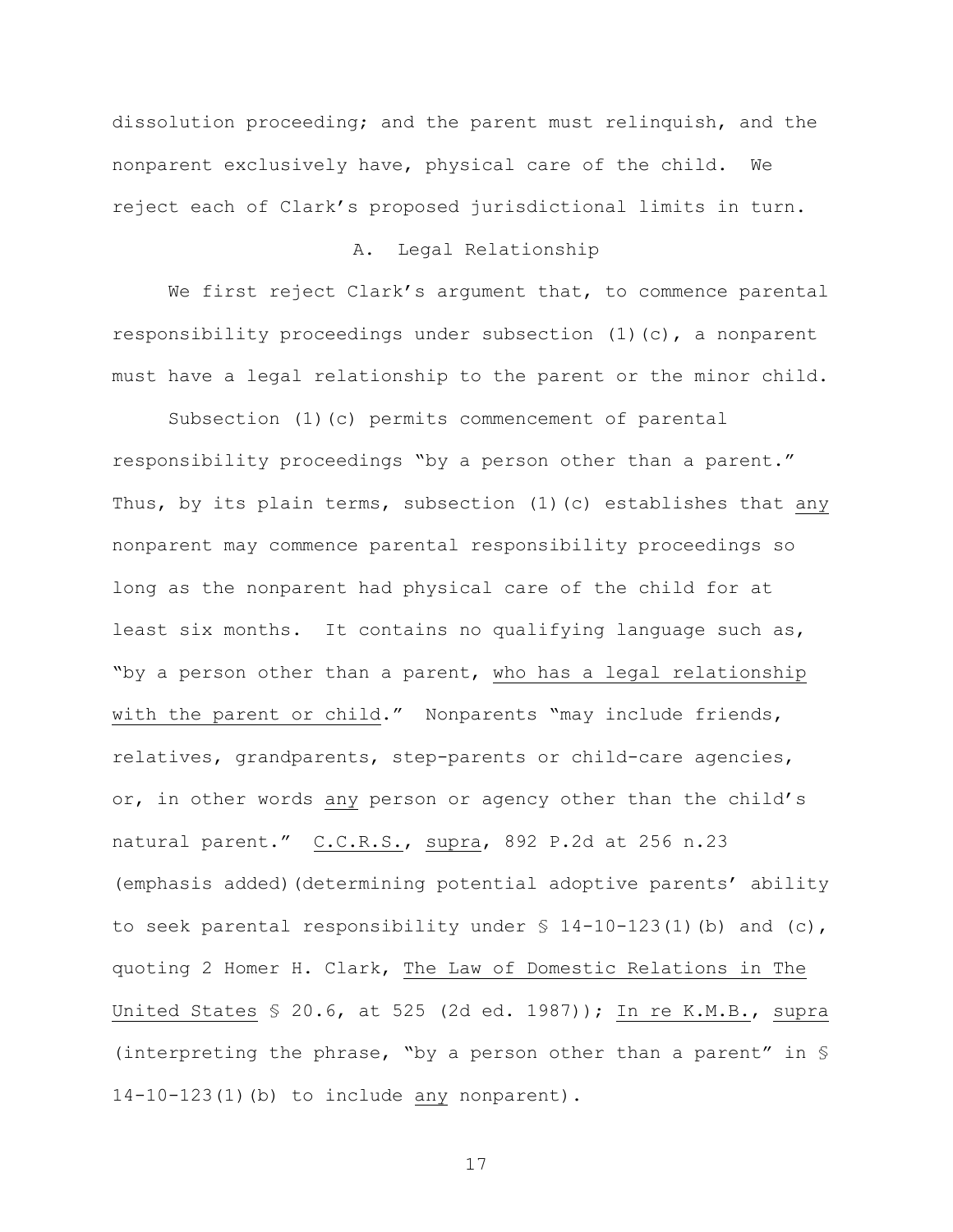dissolution proceeding; and the parent must relinquish, and the nonparent exclusively have, physical care of the child. We reject each of Clark's proposed jurisdictional limits in turn.

### A. Legal Relationship

We first reject Clark's argument that, to commence parental responsibility proceedings under subsection (1)(c), a nonparent must have a legal relationship to the parent or the minor child.

Subsection (1)(c) permits commencement of parental responsibility proceedings "by a person other than a parent." Thus, by its plain terms, subsection (1)(c) establishes that <u>any</u> nonparent may commence parental responsibility proceedings so long as the nonparent had physical care of the child for at least six months. It contains no qualifying language such as, "by a person other than a parent, <u>who has a legal relationship with the parent or child</u>." Nonparents "may include friends, relatives, grandparents, step-parents or child-care agencies, or, in other words <u>any</u> person or agency other than the child's natural parent." <u>C.C.R.S.</u>, <u>supra</u>, 892 P.2d at 256 n.23 (emphasis added)(determining potential adoptive parents' ability to seek parental responsibility under § 14-10-123(1)(b) and (c), quoting 2 Homer H. Clark, <u>The Law of Domestic Relations in The United States</u> § 20.6, at 525 (2d ed. 1987)); <u>In re K.M.B.</u>, <u>supra</u> (interpreting the phrase, "by a person other than a parent" in § 14-10-123(1)(b) to include <u>any</u> nonparent).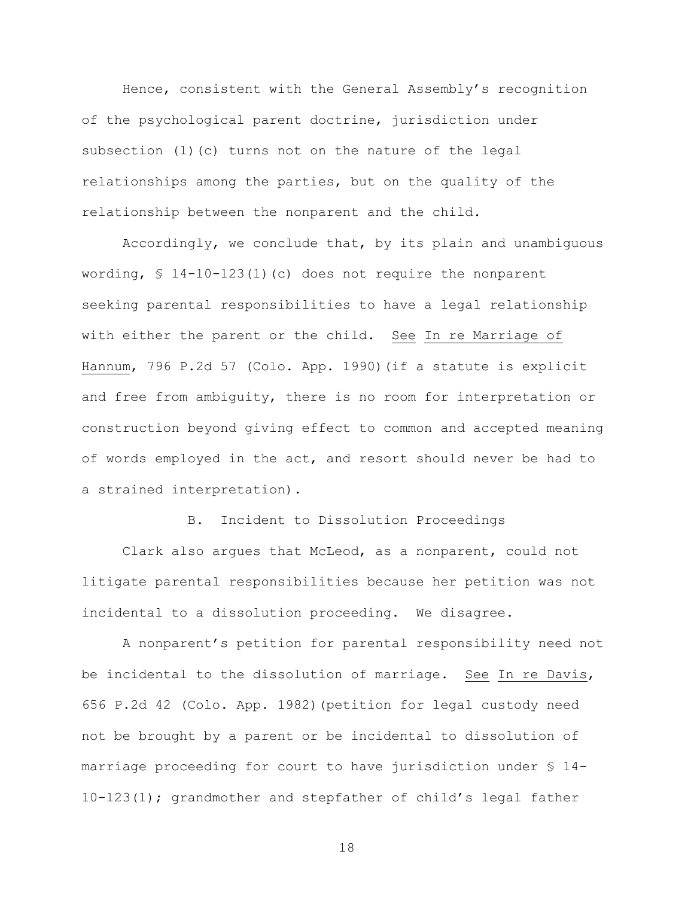Hence, consistent with the General Assembly's recognition of the psychological parent doctrine, jurisdiction under subsection (1)(c) turns not on the nature of the legal relationships among the parties, but on the quality of the relationship between the nonparent and the child.

Accordingly, we conclude that, by its plain and unambiguous wording, § 14-10-123(1)(c) does not require the nonparent seeking parental responsibilities to have a legal relationship with either the parent or the child. See In re Marriage of Hannum, 796 P.2d 57 (Colo. App. 1990)(if a statute is explicit and free from ambiguity, there is no room for interpretation or construction beyond giving effect to common and accepted meaning of words employed in the act, and resort should never be had to a strained interpretation).

### B. Incident to Dissolution Proceedings

Clark also argues that McLeod, as a nonparent, could not litigate parental responsibilities because her petition was not incidental to a dissolution proceeding. We disagree.

A nonparent's petition for parental responsibility need not be incidental to the dissolution of marriage. See In re Davis, 656 P.2d 42 (Colo. App. 1982)(petition for legal custody need not be brought by a parent or be incidental to dissolution of marriage proceeding for court to have jurisdiction under § 14-10-123(1); grandmother and stepfather of child's legal father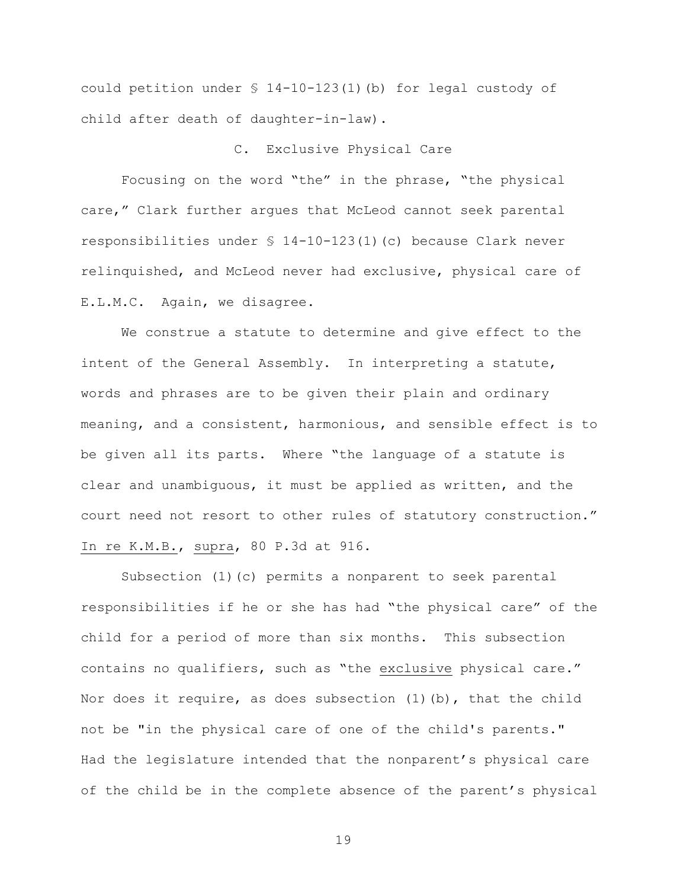could petition under § 14-10-123(1)(b) for legal custody of child after death of daughter-in-law).

### C. Exclusive Physical Care

Focusing on the word "the" in the phrase, "the physical care," Clark further argues that McLeod cannot seek parental responsibilities under § 14-10-123(1)(c) because Clark never relinquished, and McLeod never had exclusive, physical care of E.L.M.C. Again, we disagree.

We construe a statute to determine and give effect to the intent of the General Assembly. In interpreting a statute, words and phrases are to be given their plain and ordinary meaning, and a consistent, harmonious, and sensible effect is to be given all its parts. Where "the language of a statute is clear and unambiguous, it must be applied as written, and the court need not resort to other rules of statutory construction." In re K.M.B., supra, 80 P.3d at 916.

Subsection (1)(c) permits a nonparent to seek parental responsibilities if he or she has had "the physical care" of the child for a period of more than six months. This subsection contains no qualifiers, such as "the exclusive physical care." Nor does it require, as does subsection (1)(b), that the child not be "in the physical care of one of the child's parents." Had the legislature intended that the nonparent's physical care of the child be in the complete absence of the parent's physical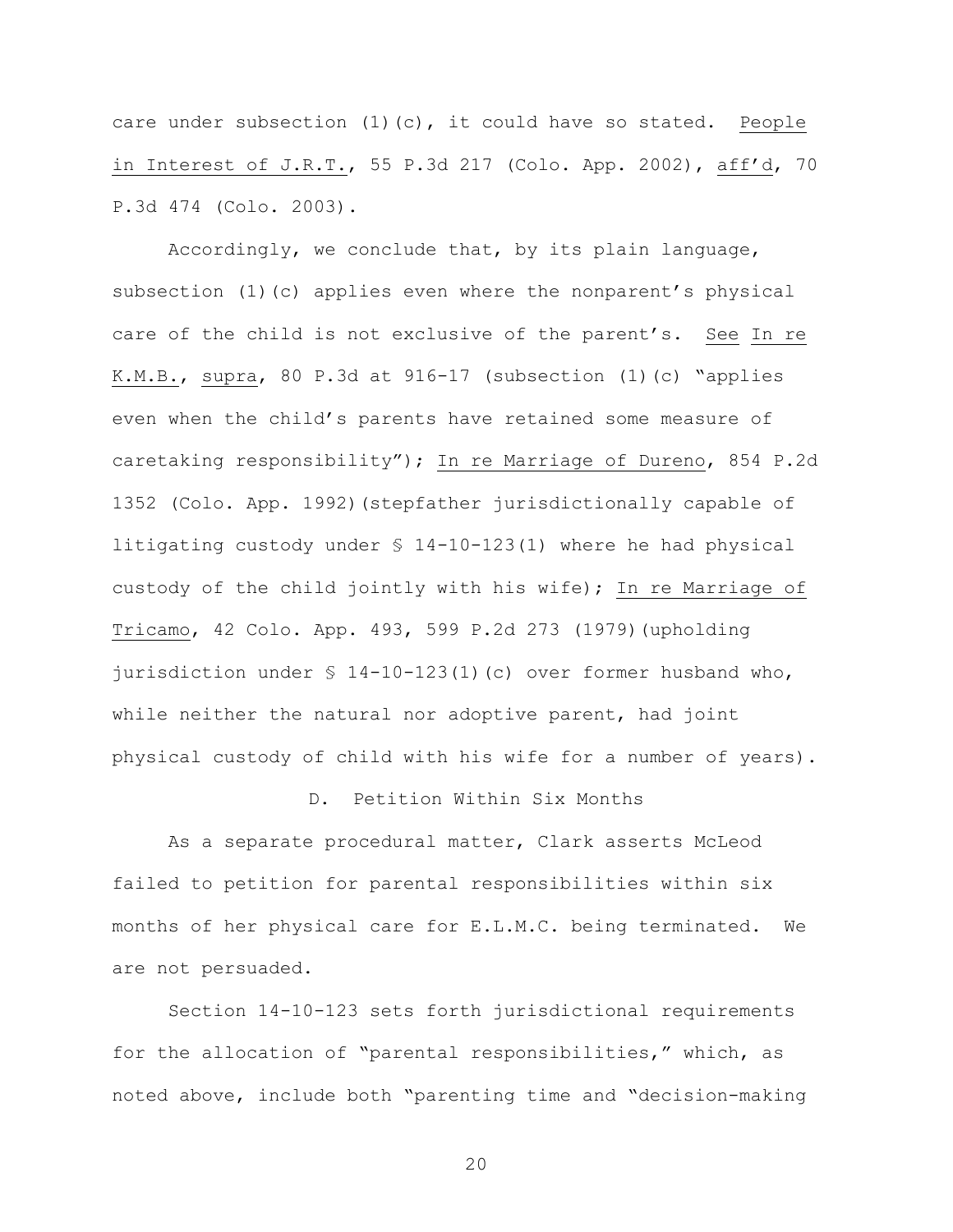care under subsection (1)(c), it could have so stated. People in Interest of J.R.T., 55 P.3d 217 (Colo. App. 2002), aff'd, 70 P.3d 474 (Colo. 2003).

Accordingly, we conclude that, by its plain language, subsection (1)(c) applies even where the nonparent's physical care of the child is not exclusive of the parent's. See In re K.M.B., supra, 80 P.3d at 916-17 (subsection (1)(c) "applies even when the child's parents have retained some measure of caretaking responsibility"); In re Marriage of Dureno, 854 P.2d 1352 (Colo. App. 1992)(stepfather jurisdictionally capable of litigating custody under § 14-10-123(1) where he had physical custody of the child jointly with his wife); In re Marriage of Tricamo, 42 Colo. App. 493, 599 P.2d 273 (1979)(upholding jurisdiction under § 14-10-123(1)(c) over former husband who, while neither the natural nor adoptive parent, had joint physical custody of child with his wife for a number of years).

### D. Petition Within Six Months

As a separate procedural matter, Clark asserts McLeod failed to petition for parental responsibilities within six months of her physical care for E.L.M.C. being terminated. We are not persuaded.

Section 14-10-123 sets forth jurisdictional requirements for the allocation of "parental responsibilities," which, as noted above, include both "parenting time and "decision-making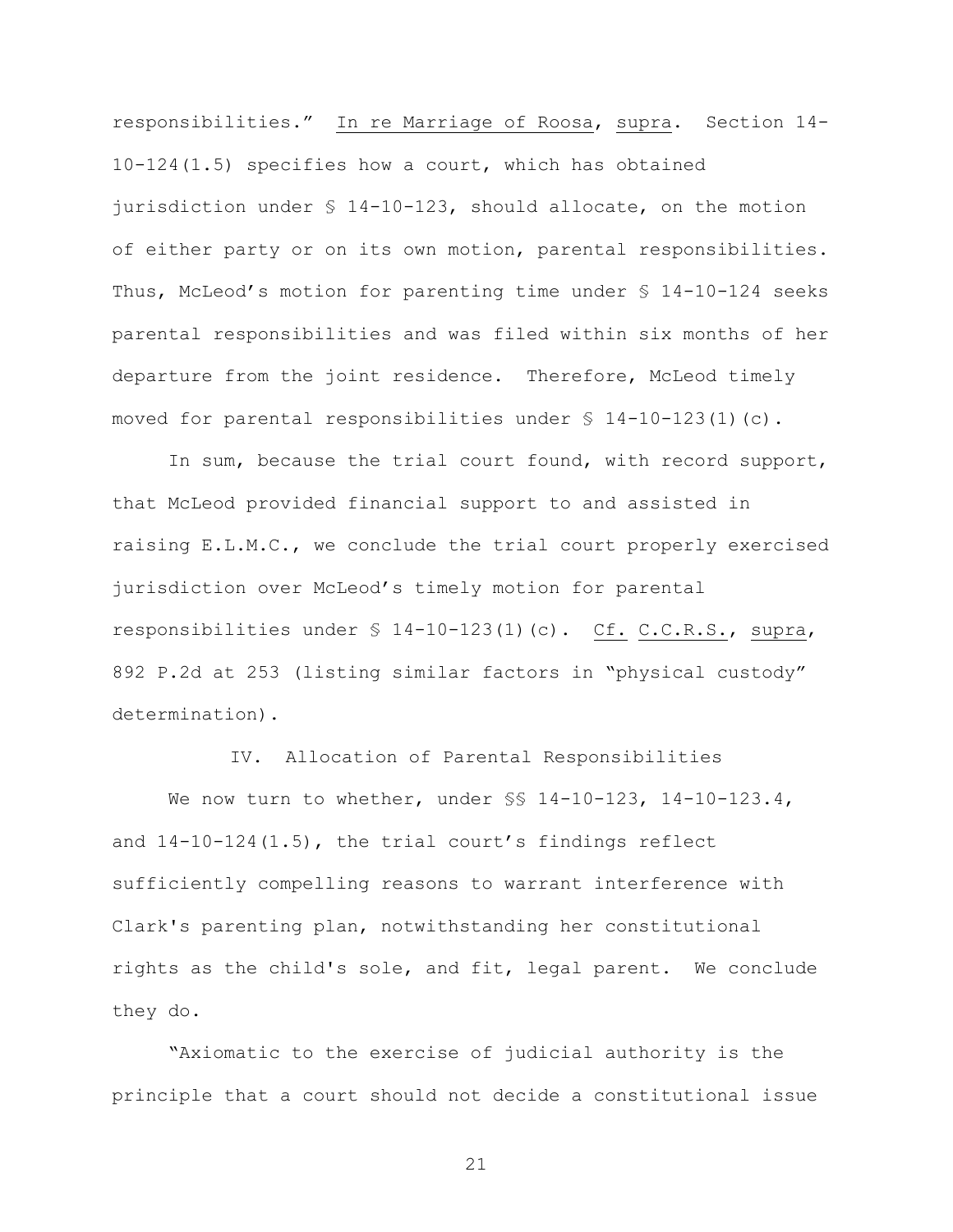responsibilities." In re Marriage of Roosa, supra. Section 14-10-124(1.5) specifies how a court, which has obtained jurisdiction under § 14-10-123, should allocate, on the motion of either party or on its own motion, parental responsibilities. Thus, McLeod's motion for parenting time under § 14-10-124 seeks parental responsibilities and was filed within six months of her departure from the joint residence. Therefore, McLeod timely moved for parental responsibilities under § 14-10-123(1)(c).

In sum, because the trial court found, with record support, that McLeod provided financial support to and assisted in raising E.L.M.C., we conclude the trial court properly exercised jurisdiction over McLeod's timely motion for parental responsibilities under § 14-10-123(1)(c). Cf. C.C.R.S., supra, 892 P.2d at 253 (listing similar factors in "physical custody" determination).

## IV. Allocation of Parental Responsibilities

We now turn to whether, under §§ 14-10-123, 14-10-123.4, and 14-10-124(1.5), the trial court's findings reflect sufficiently compelling reasons to warrant interference with Clark's parenting plan, notwithstanding her constitutional rights as the child's sole, and fit, legal parent. We conclude they do.

"Axiomatic to the exercise of judicial authority is the principle that a court should not decide a constitutional issue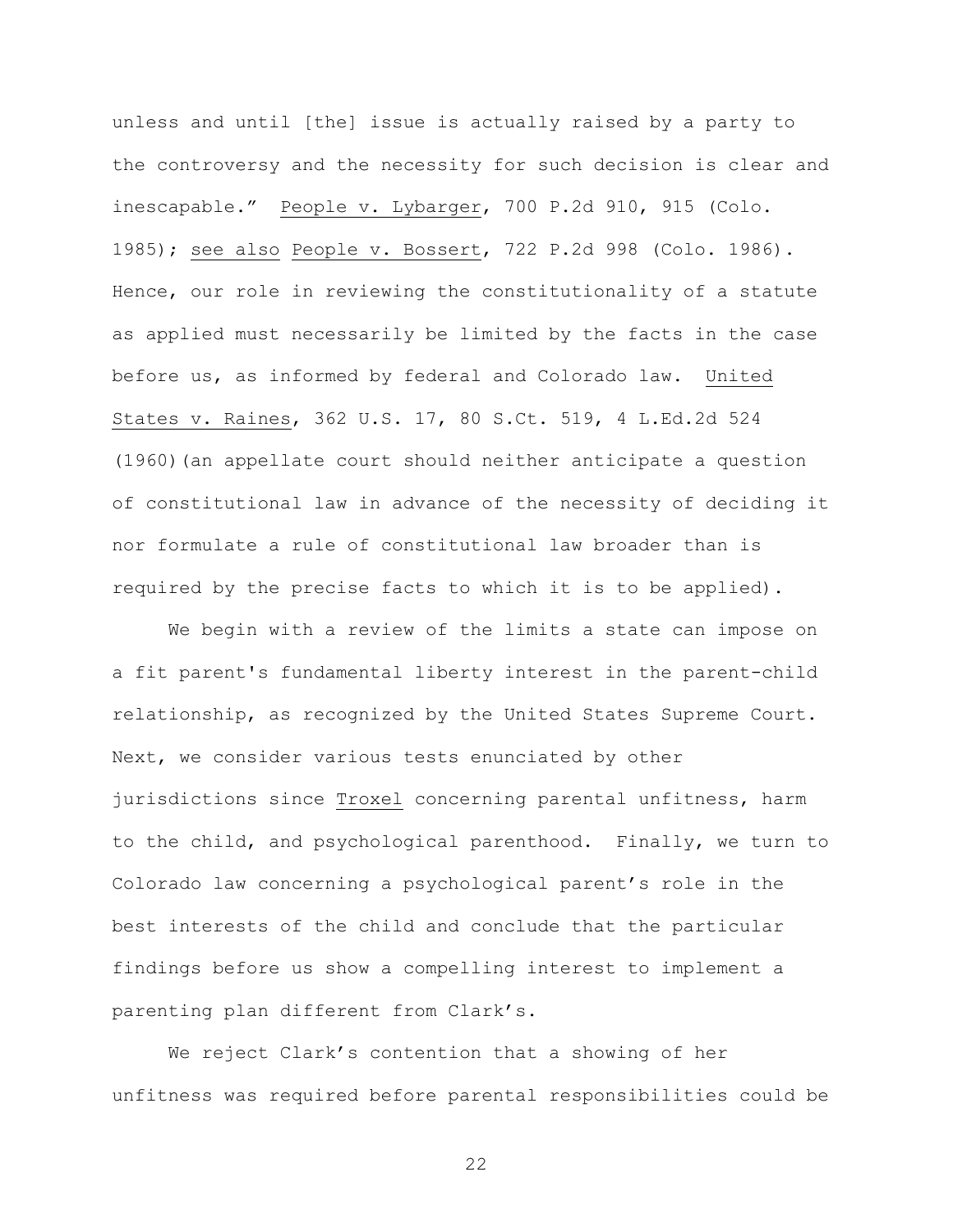unless and until [the] issue is actually raised by a party to the controversy and the necessity for such decision is clear and inescapable." People v. Lybarger, 700 P.2d 910, 915 (Colo. 1985); see also People v. Bossert, 722 P.2d 998 (Colo. 1986). Hence, our role in reviewing the constitutionality of a statute as applied must necessarily be limited by the facts in the case before us, as informed by federal and Colorado law. United States v. Raines, 362 U.S. 17, 80 S.Ct. 519, 4 L.Ed.2d 524 (1960)(an appellate court should neither anticipate a question of constitutional law in advance of the necessity of deciding it nor formulate a rule of constitutional law broader than is required by the precise facts to which it is to be applied).

We begin with a review of the limits a state can impose on a fit parent's fundamental liberty interest in the parent-child relationship, as recognized by the United States Supreme Court. Next, we consider various tests enunciated by other jurisdictions since Troxel concerning parental unfitness, harm to the child, and psychological parenthood. Finally, we turn to Colorado law concerning a psychological parent's role in the best interests of the child and conclude that the particular findings before us show a compelling interest to implement a parenting plan different from Clark's.

We reject Clark's contention that a showing of her unfitness was required before parental responsibilities could be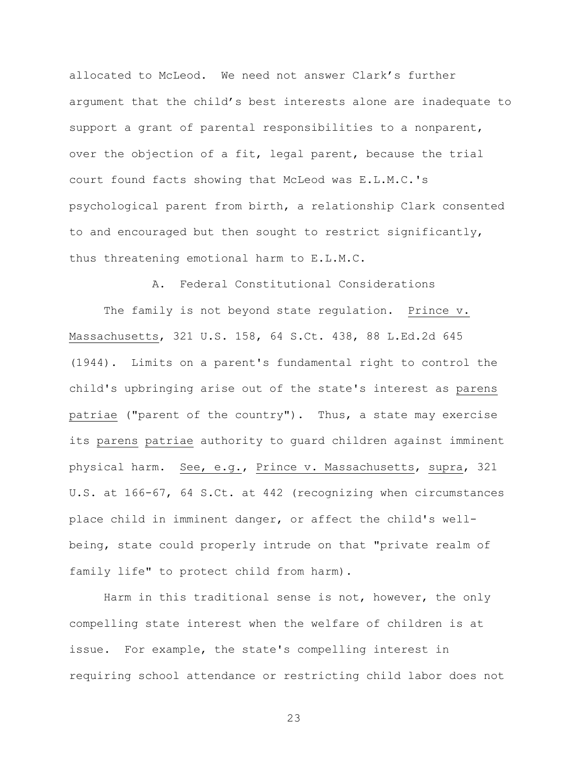allocated to McLeod. We need not answer Clark's further argument that the child's best interests alone are inadequate to support a grant of parental responsibilities to a nonparent, over the objection of a fit, legal parent, because the trial court found facts showing that McLeod was E.L.M.C.'s psychological parent from birth, a relationship Clark consented to and encouraged but then sought to restrict significantly, thus threatening emotional harm to E.L.M.C.

### A. Federal Constitutional Considerations

The family is not beyond state regulation. Prince v. Massachusetts, 321 U.S. 158, 64 S.Ct. 438, 88 L.Ed.2d 645 (1944). Limits on a parent's fundamental right to control the child's upbringing arise out of the state's interest as *parens patriae* ("parent of the country"). Thus, a state may exercise its *parens patriae* authority to guard children against imminent physical harm. *See, e.g.*, Prince v. Massachusetts, *supra*, 321 U.S. at 166-67, 64 S.Ct. at 442 (recognizing when circumstances place child in imminent danger, or affect the child's well-being, state could properly intrude on that "private realm of family life" to protect child from harm).

Harm in this traditional sense is not, however, the only compelling state interest when the welfare of children is at issue. For example, the state's compelling interest in requiring school attendance or restricting child labor does not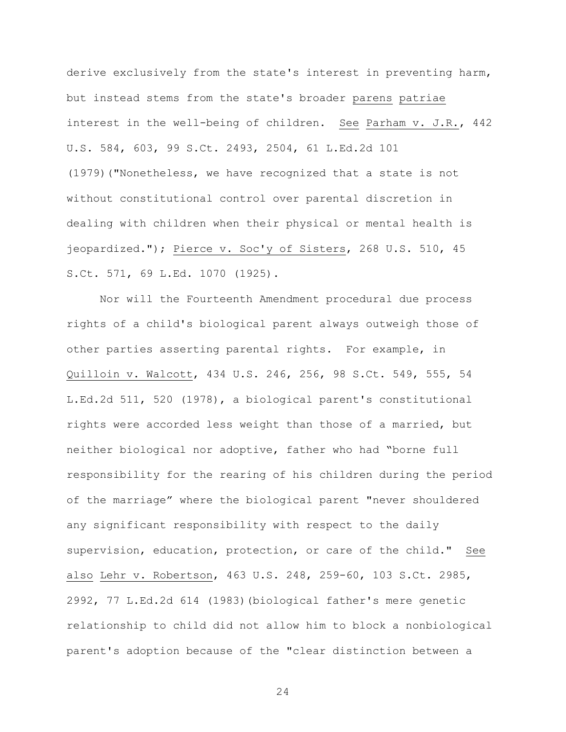derive exclusively from the state's interest in preventing harm, but instead stems from the state's broader parens patriae interest in the well-being of children. See Parham v. J.R., 442 U.S. 584, 603, 99 S.Ct. 2493, 2504, 61 L.Ed.2d 101 (1979)("Nonetheless, we have recognized that a state is not without constitutional control over parental discretion in dealing with children when their physical or mental health is jeopardized."); Pierce v. Soc'y of Sisters, 268 U.S. 510, 45 S.Ct. 571, 69 L.Ed. 1070 (1925).

Nor will the Fourteenth Amendment procedural due process rights of a child's biological parent always outweigh those of other parties asserting parental rights. For example, in Quilloin v. Walcott, 434 U.S. 246, 256, 98 S.Ct. 549, 555, 54 L.Ed.2d 511, 520 (1978), a biological parent's constitutional rights were accorded less weight than those of a married, but neither biological nor adoptive, father who had "borne full responsibility for the rearing of his children during the period of the marriage" where the biological parent "never shouldered any significant responsibility with respect to the daily supervision, education, protection, or care of the child." See also Lehr v. Robertson, 463 U.S. 248, 259-60, 103 S.Ct. 2985, 2992, 77 L.Ed.2d 614 (1983)(biological father's mere genetic relationship to child did not allow him to block a nonbiological parent's adoption because of the "clear distinction between a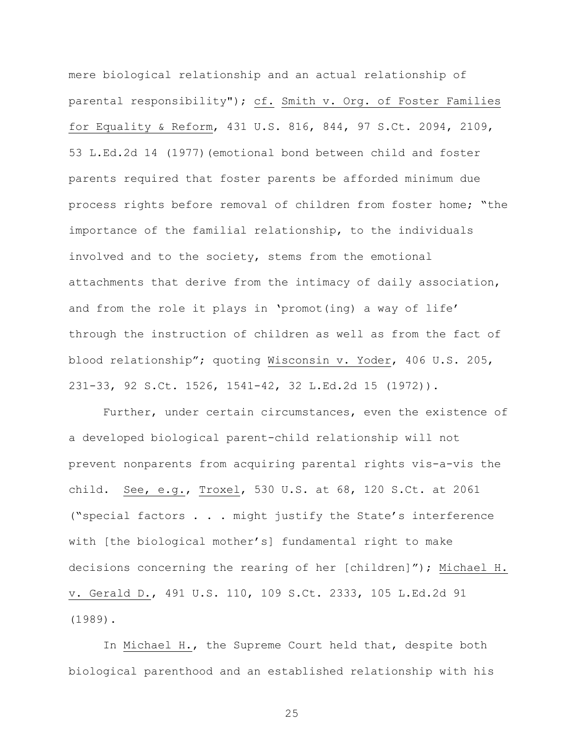mere biological relationship and an actual relationship of parental responsibility"); cf. Smith v. Org. of Foster Families for Equality & Reform, 431 U.S. 816, 844, 97 S.Ct. 2094, 2109, 53 L.Ed.2d 14 (1977)(emotional bond between child and foster parents required that foster parents be afforded minimum due process rights before removal of children from foster home; "the importance of the familial relationship, to the individuals involved and to the society, stems from the emotional attachments that derive from the intimacy of daily association, and from the role it plays in 'promot(ing) a way of life' through the instruction of children as well as from the fact of blood relationship"; quoting Wisconsin v. Yoder, 406 U.S. 205, 231-33, 92 S.Ct. 1526, 1541-42, 32 L.Ed.2d 15 (1972)).

Further, under certain circumstances, even the existence of a developed biological parent-child relationship will not prevent nonparents from acquiring parental rights vis-a-vis the child. See, e.g., Troxel, 530 U.S. at 68, 120 S.Ct. at 2061 ("special factors . . . might justify the State's interference with [the biological mother's] fundamental right to make decisions concerning the rearing of her [children]"); Michael H. v. Gerald D., 491 U.S. 110, 109 S.Ct. 2333, 105 L.Ed.2d 91 (1989).

In Michael H., the Supreme Court held that, despite both biological parenthood and an established relationship with his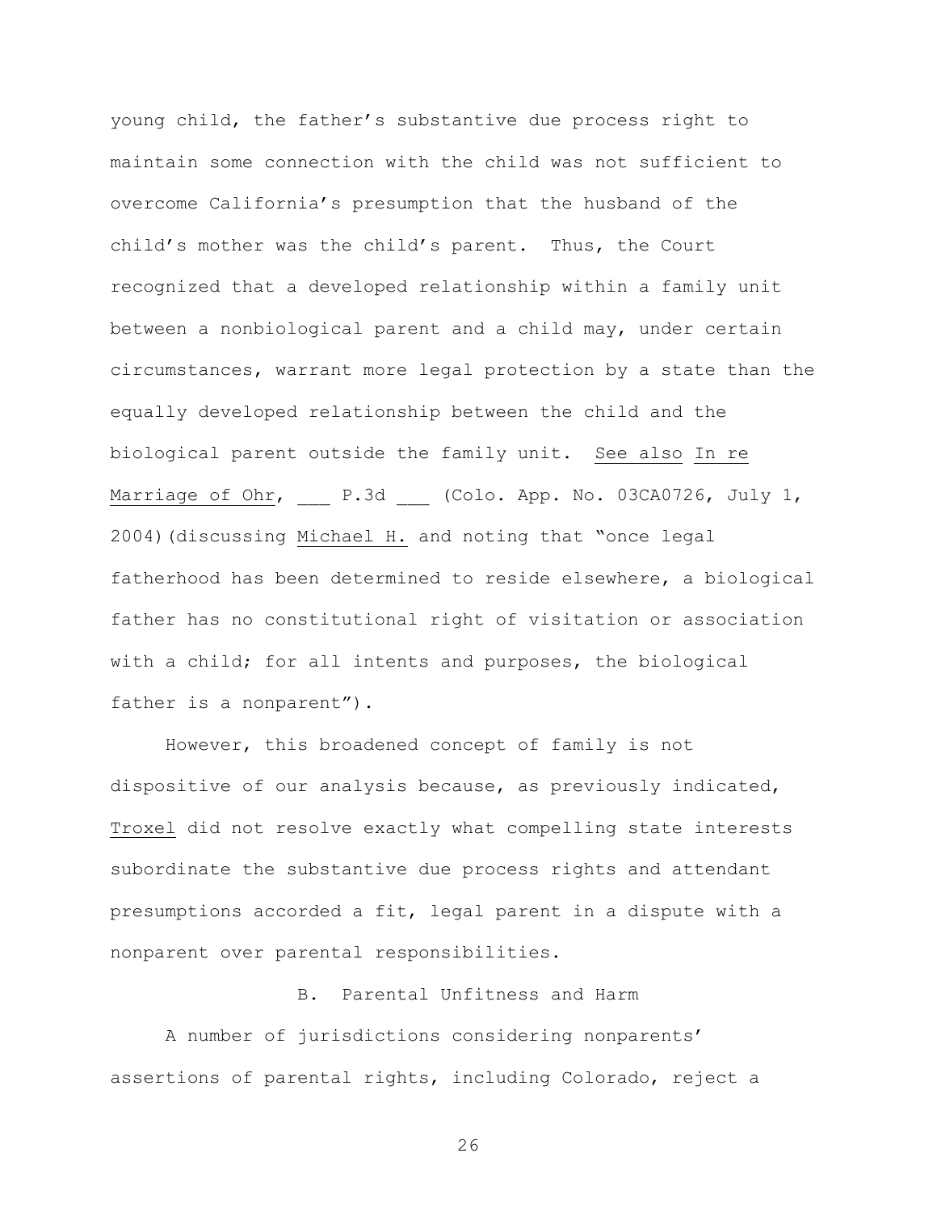young child, the father's substantive due process right to maintain some connection with the child was not sufficient to overcome California's presumption that the husband of the child's mother was the child's parent. Thus, the Court recognized that a developed relationship within a family unit between a nonbiological parent and a child may, under certain circumstances, warrant more legal protection by a state than the equally developed relationship between the child and the biological parent outside the family unit. See also In re Marriage of Ohr, ___ P.3d ___ (Colo. App. No. 03CA0726, July 1, 2004)(discussing Michael H. and noting that "once legal fatherhood has been determined to reside elsewhere, a biological father has no constitutional right of visitation or association with a child; for all intents and purposes, the biological father is a nonparent").

However, this broadened concept of family is not dispositive of our analysis because, as previously indicated, Troxel did not resolve exactly what compelling state interests subordinate the substantive due process rights and attendant presumptions accorded a fit, legal parent in a dispute with a nonparent over parental responsibilities.

## B. Parental Unfitness and Harm

A number of jurisdictions considering nonparents' assertions of parental rights, including Colorado, reject a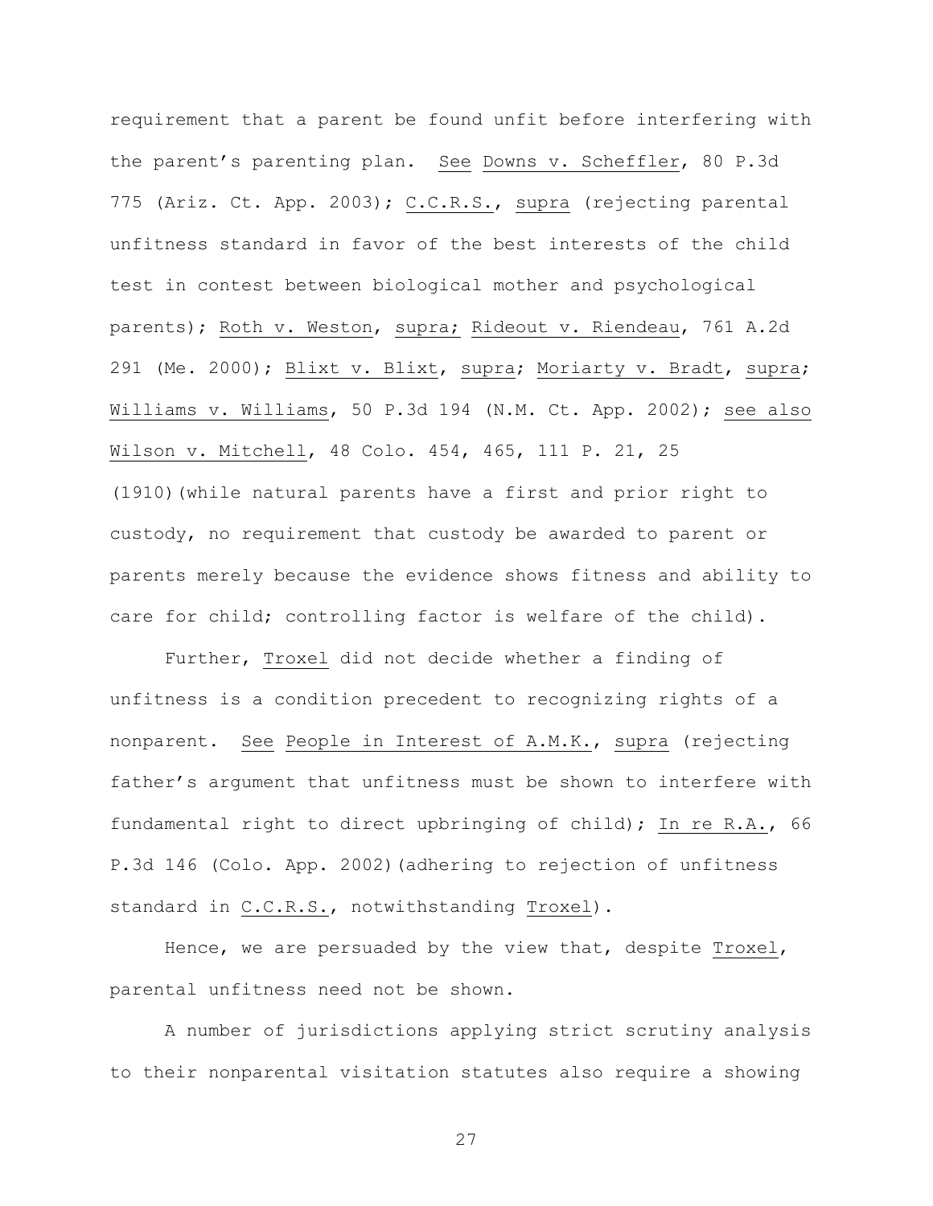requirement that a parent be found unfit before interfering with the parent's parenting plan. See Downs v. Scheffler, 80 P.3d 775 (Ariz. Ct. App. 2003); C.C.R.S., supra (rejecting parental unfitness standard in favor of the best interests of the child test in contest between biological mother and psychological parents); Roth v. Weston, supra; Rideout v. Riendeau, 761 A.2d 291 (Me. 2000); Blixt v. Blixt, supra; Moriarty v. Bradt, supra; Williams v. Williams, 50 P.3d 194 (N.M. Ct. App. 2002); see also Wilson v. Mitchell, 48 Colo. 454, 465, 111 P. 21, 25 (1910)(while natural parents have a first and prior right to custody, no requirement that custody be awarded to parent or parents merely because the evidence shows fitness and ability to care for child; controlling factor is welfare of the child).

Further, Troxel did not decide whether a finding of unfitness is a condition precedent to recognizing rights of a nonparent. See People in Interest of A.M.K., supra (rejecting father's argument that unfitness must be shown to interfere with fundamental right to direct upbringing of child); In re R.A., 66 P.3d 146 (Colo. App. 2002)(adhering to rejection of unfitness standard in C.C.R.S., notwithstanding Troxel).

Hence, we are persuaded by the view that, despite Troxel, parental unfitness need not be shown.

A number of jurisdictions applying strict scrutiny analysis to their nonparental visitation statutes also require a showing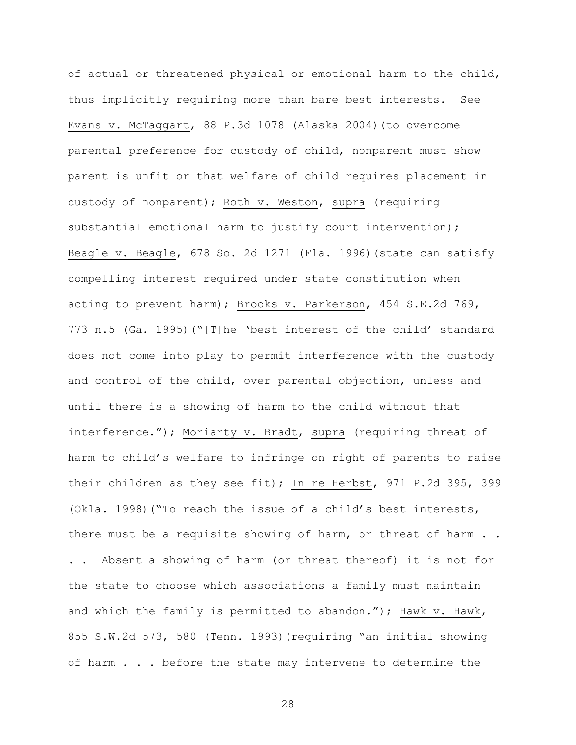of actual or threatened physical or emotional harm to the child, thus implicitly requiring more than bare best interests. See Evans v. McTaggart, 88 P.3d 1078 (Alaska 2004)(to overcome parental preference for custody of child, nonparent must show parent is unfit or that welfare of child requires placement in custody of nonparent); Roth v. Weston, supra (requiring substantial emotional harm to justify court intervention); Beagle v. Beagle, 678 So. 2d 1271 (Fla. 1996)(state can satisfy compelling interest required under state constitution when acting to prevent harm); Brooks v. Parkerson, 454 S.E.2d 769, 773 n.5 (Ga. 1995)("[T]he 'best interest of the child' standard does not come into play to permit interference with the custody and control of the child, over parental objection, unless and until there is a showing of harm to the child without that interference."); Moriarty v. Bradt, supra (requiring threat of harm to child's welfare to infringe on right of parents to raise their children as they see fit); In re Herbst, 971 P.2d 395, 399 (Okla. 1998)("To reach the issue of a child's best interests, there must be a requisite showing of harm, or threat of harm . . . . Absent a showing of harm (or threat thereof) it is not for the state to choose which associations a family must maintain and which the family is permitted to abandon."); Hawk v. Hawk, 855 S.W.2d 573, 580 (Tenn. 1993)(requiring "an initial showing of harm . . . before the state may intervene to determine the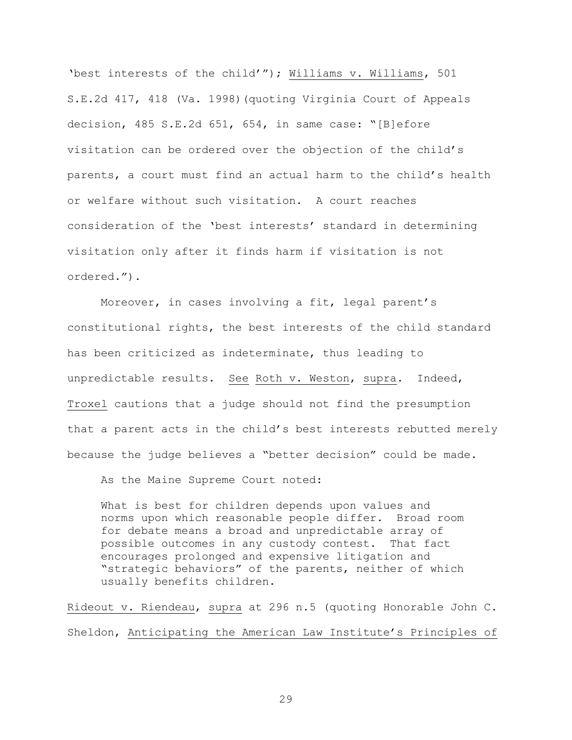'best interests of the child'"); Williams v. Williams, 501 S.E.2d 417, 418 (Va. 1998)(quoting Virginia Court of Appeals decision, 485 S.E.2d 651, 654, in same case: "[B]efore visitation can be ordered over the objection of the child's parents, a court must find an actual harm to the child's health or welfare without such visitation. A court reaches consideration of the 'best interests' standard in determining visitation only after it finds harm if visitation is not ordered.").

Moreover, in cases involving a fit, legal parent's constitutional rights, the best interests of the child standard has been criticized as indeterminate, thus leading to unpredictable results. See Roth v. Weston, supra. Indeed, Troxel cautions that a judge should not find the presumption that a parent acts in the child's best interests rebutted merely because the judge believes a "better decision" could be made.

As the Maine Supreme Court noted:

> What is best for children depends upon values and norms upon which reasonable people differ. Broad room for debate means a broad and unpredictable array of possible outcomes in any custody contest. That fact encourages prolonged and expensive litigation and "strategic behaviors" of the parents, neither of which usually benefits children.

Rideout v. Riendeau, supra at 296 n.5 (quoting Honorable John C. Sheldon, Anticipating the American Law Institute's Principles of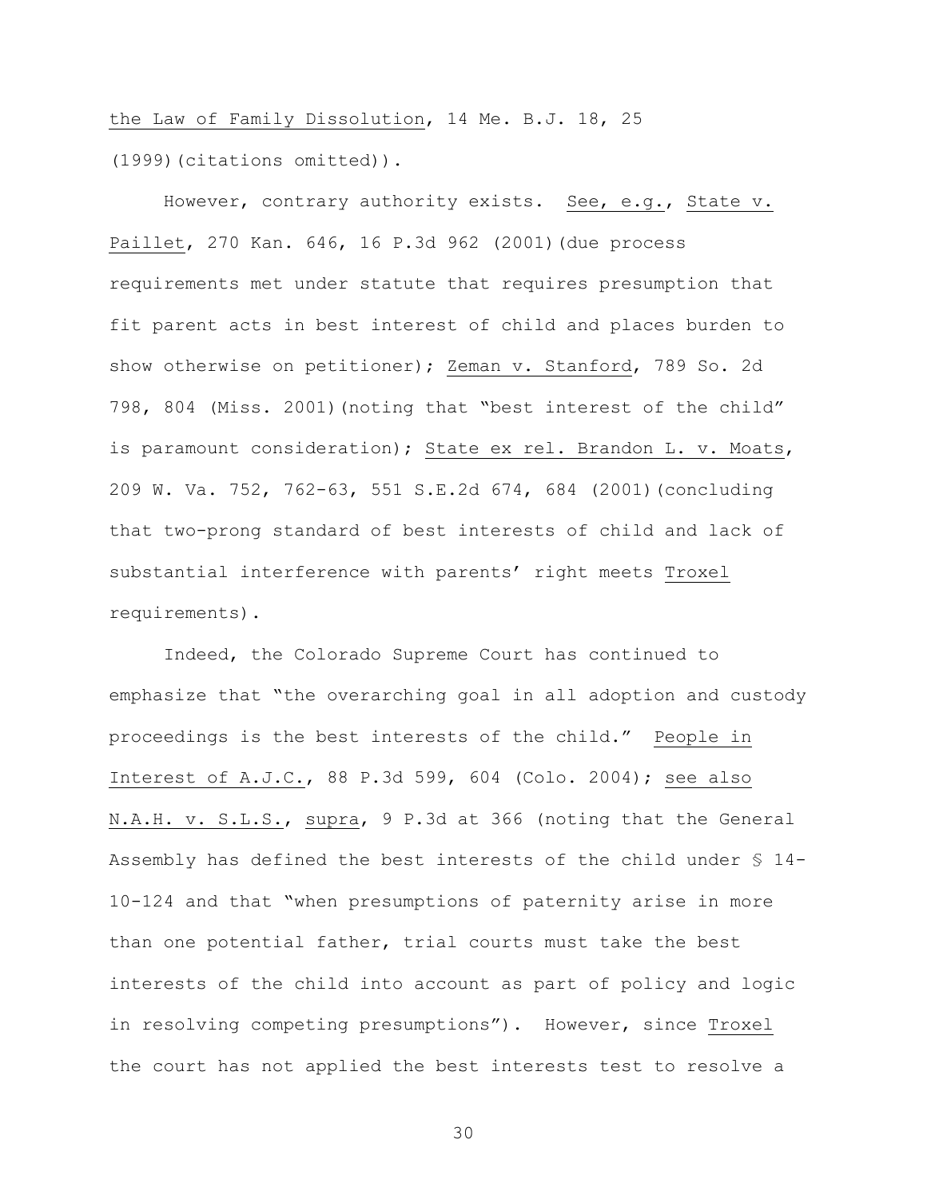the Law of Family Dissolution, 14 Me. B.J. 18, 25 (1999)(citations omitted)).

However, contrary authority exists. *See, e.g.*, *State v. Paillet*, 270 Kan. 646, 16 P.3d 962 (2001)(due process requirements met under statute that requires presumption that fit parent acts in best interest of child and places burden to show otherwise on petitioner); *Zeman v. Stanford*, 789 So. 2d 798, 804 (Miss. 2001)(noting that "best interest of the child" is paramount consideration); *State ex rel. Brandon L. v. Moats*, 209 W. Va. 752, 762-63, 551 S.E.2d 674, 684 (2001)(concluding that two-prong standard of best interests of child and lack of substantial interference with parents' right meets *Troxel* requirements).

Indeed, the Colorado Supreme Court has continued to emphasize that "the overarching goal in all adoption and custody proceedings is the best interests of the child." *People in Interest of A.J.C.*, 88 P.3d 599, 604 (Colo. 2004); *see also* *N.A.H. v. S.L.S.*, *supra*, 9 P.3d at 366 (noting that the General Assembly has defined the best interests of the child under § 14-10-124 and that "when presumptions of paternity arise in more than one potential father, trial courts must take the best interests of the child into account as part of policy and logic in resolving competing presumptions"). However, since *Troxel* the court has not applied the best interests test to resolve a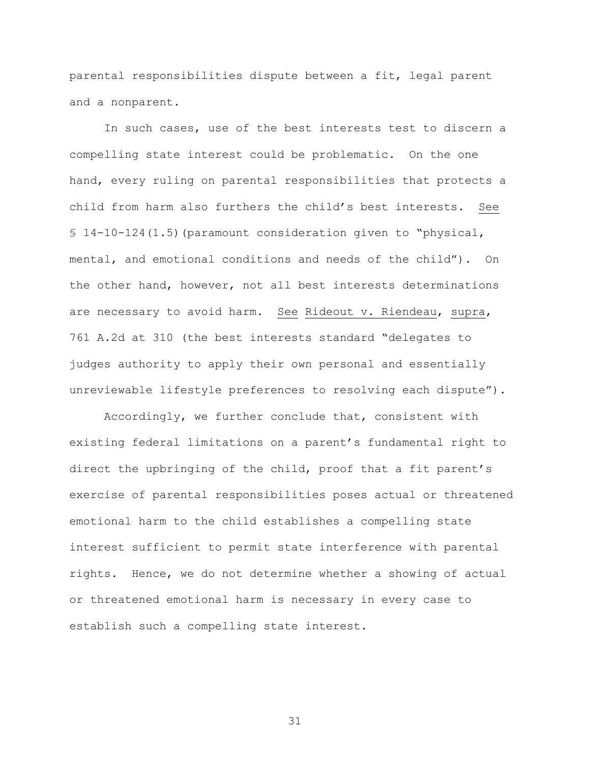parental responsibilities dispute between a fit, legal parent and a nonparent.

In such cases, use of the best interests test to discern a compelling state interest could be problematic. On the one hand, every ruling on parental responsibilities that protects a child from harm also furthers the child's best interests. <u>See</u> § 14-10-124(1.5)(paramount consideration given to "physical, mental, and emotional conditions and needs of the child"). On the other hand, however, not all best interests determinations are necessary to avoid harm. <u>See</u> <u>Rideout v. Riendeau</u>, <u>supra</u>, 761 A.2d at 310 (the best interests standard "delegates to judges authority to apply their own personal and essentially unreviewable lifestyle preferences to resolving each dispute").

Accordingly, we further conclude that, consistent with existing federal limitations on a parent's fundamental right to direct the upbringing of the child, proof that a fit parent's exercise of parental responsibilities poses actual or threatened emotional harm to the child establishes a compelling state interest sufficient to permit state interference with parental rights. Hence, we do not determine whether a showing of actual or threatened emotional harm is necessary in every case to establish such a compelling state interest.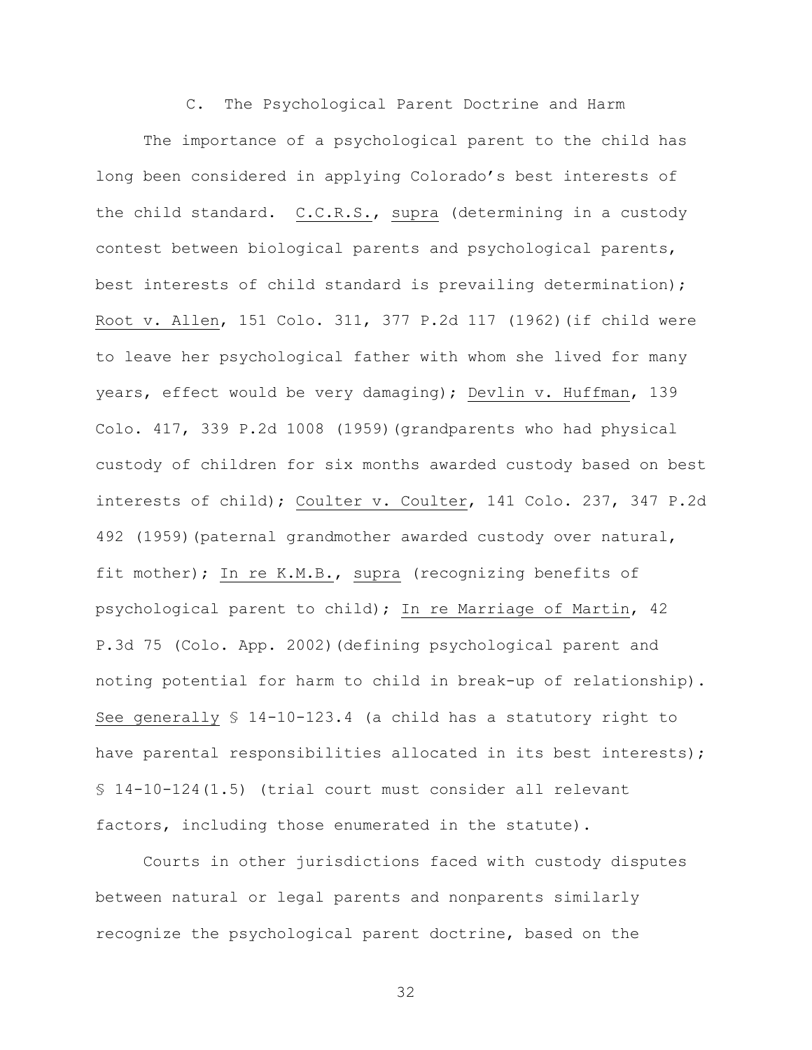### C. The Psychological Parent Doctrine and Harm

The importance of a psychological parent to the child has long been considered in applying Colorado's best interests of the child standard. C.C.R.S., supra (determining in a custody contest between biological parents and psychological parents, best interests of child standard is prevailing determination); Root v. Allen, 151 Colo. 311, 377 P.2d 117 (1962)(if child were to leave her psychological father with whom she lived for many years, effect would be very damaging); Devlin v. Huffman, 139 Colo. 417, 339 P.2d 1008 (1959)(grandparents who had physical custody of children for six months awarded custody based on best interests of child); Coulter v. Coulter, 141 Colo. 237, 347 P.2d 492 (1959)(paternal grandmother awarded custody over natural, fit mother); In re K.M.B., supra (recognizing benefits of psychological parent to child); In re Marriage of Martin, 42 P.3d 75 (Colo. App. 2002)(defining psychological parent and noting potential for harm to child in break-up of relationship). See generally § 14-10-123.4 (a child has a statutory right to have parental responsibilities allocated in its best interests); § 14-10-124(1.5) (trial court must consider all relevant factors, including those enumerated in the statute).

Courts in other jurisdictions faced with custody disputes between natural or legal parents and nonparents similarly recognize the psychological parent doctrine, based on the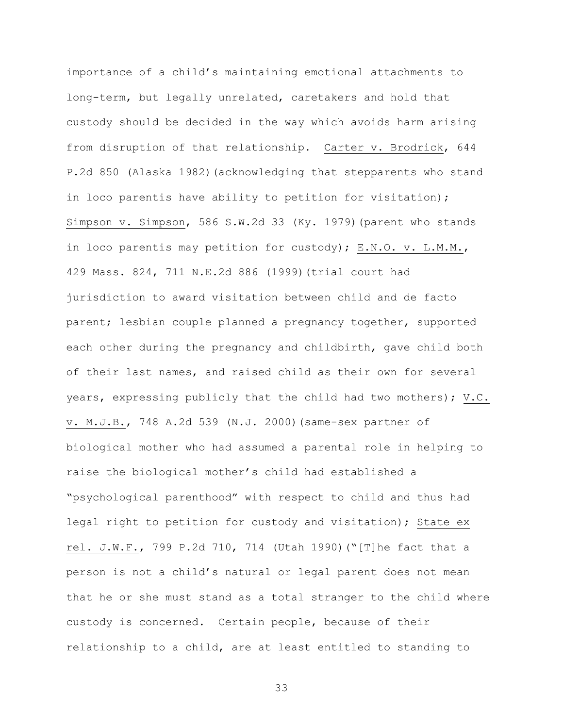importance of a child's maintaining emotional attachments to long-term, but legally unrelated, caretakers and hold that custody should be decided in the way which avoids harm arising from disruption of that relationship. Carter v. Brodrick, 644 P.2d 850 (Alaska 1982)(acknowledging that stepparents who stand in loco parentis have ability to petition for visitation); Simpson v. Simpson, 586 S.W.2d 33 (Ky. 1979)(parent who stands in loco parentis may petition for custody); E.N.O. v. L.M.M., 429 Mass. 824, 711 N.E.2d 886 (1999)(trial court had jurisdiction to award visitation between child and de facto parent; lesbian couple planned a pregnancy together, supported each other during the pregnancy and childbirth, gave child both of their last names, and raised child as their own for several years, expressing publicly that the child had two mothers); V.C. v. M.J.B., 748 A.2d 539 (N.J. 2000)(same-sex partner of biological mother who had assumed a parental role in helping to raise the biological mother's child had established a "psychological parenthood" with respect to child and thus had legal right to petition for custody and visitation); State ex rel. J.W.F., 799 P.2d 710, 714 (Utah 1990)("[T]he fact that a person is not a child's natural or legal parent does not mean that he or she must stand as a total stranger to the child where custody is concerned. Certain people, because of their relationship to a child, are at least entitled to standing to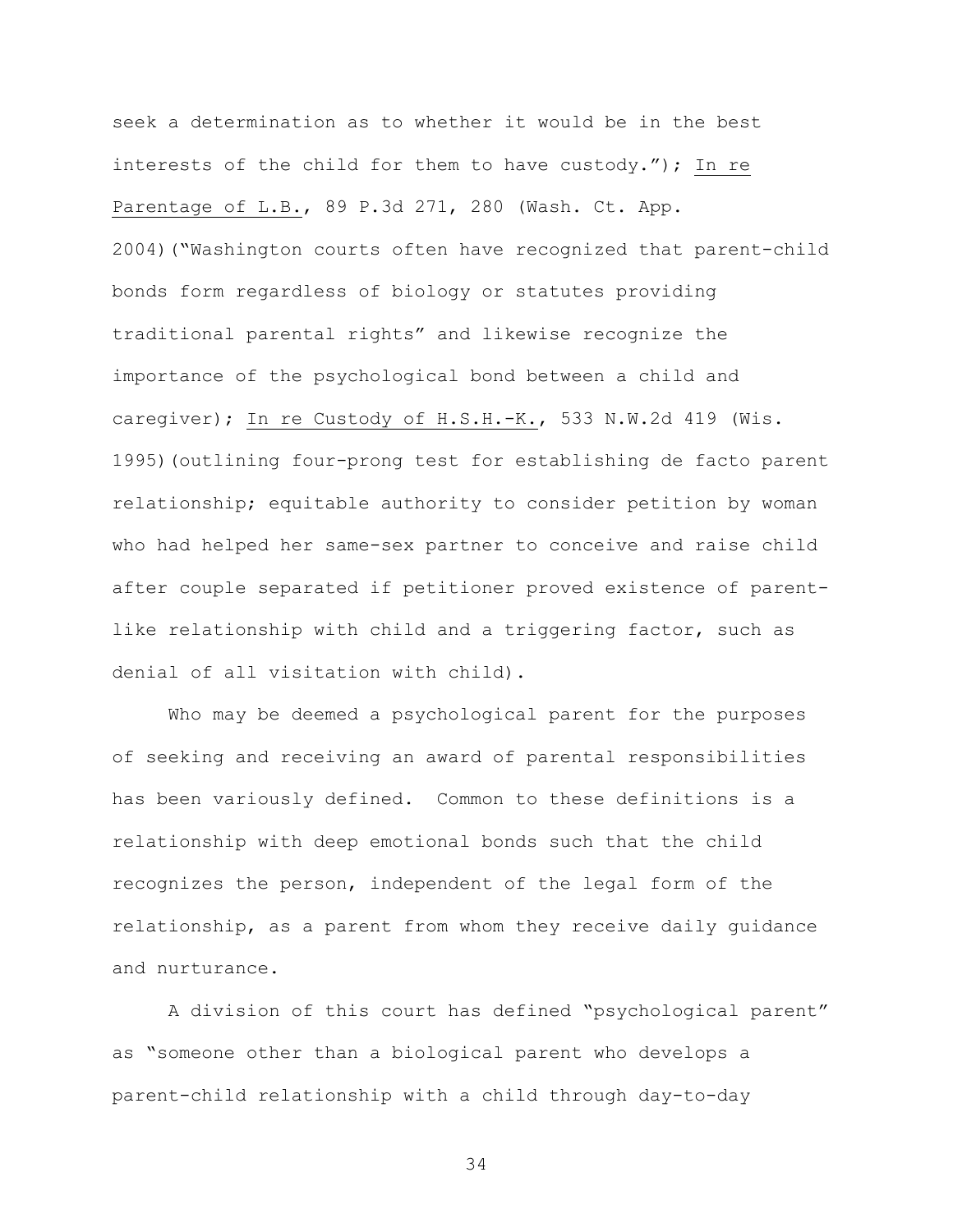seek a determination as to whether it would be in the best interests of the child for them to have custody."); In re Parentage of L.B., 89 P.3d 271, 280 (Wash. Ct. App. 2004)("Washington courts often have recognized that parent-child bonds form regardless of biology or statutes providing traditional parental rights" and likewise recognize the importance of the psychological bond between a child and caregiver); In re Custody of H.S.H.-K., 533 N.W.2d 419 (Wis. 1995)(outlining four-prong test for establishing de facto parent relationship; equitable authority to consider petition by woman who had helped her same-sex partner to conceive and raise child after couple separated if petitioner proved existence of parent-like relationship with child and a triggering factor, such as denial of all visitation with child).

Who may be deemed a psychological parent for the purposes of seeking and receiving an award of parental responsibilities has been variously defined. Common to these definitions is a relationship with deep emotional bonds such that the child recognizes the person, independent of the legal form of the relationship, as a parent from whom they receive daily guidance and nurturance.

A division of this court has defined "psychological parent" as "someone other than a biological parent who develops a parent-child relationship with a child through day-to-day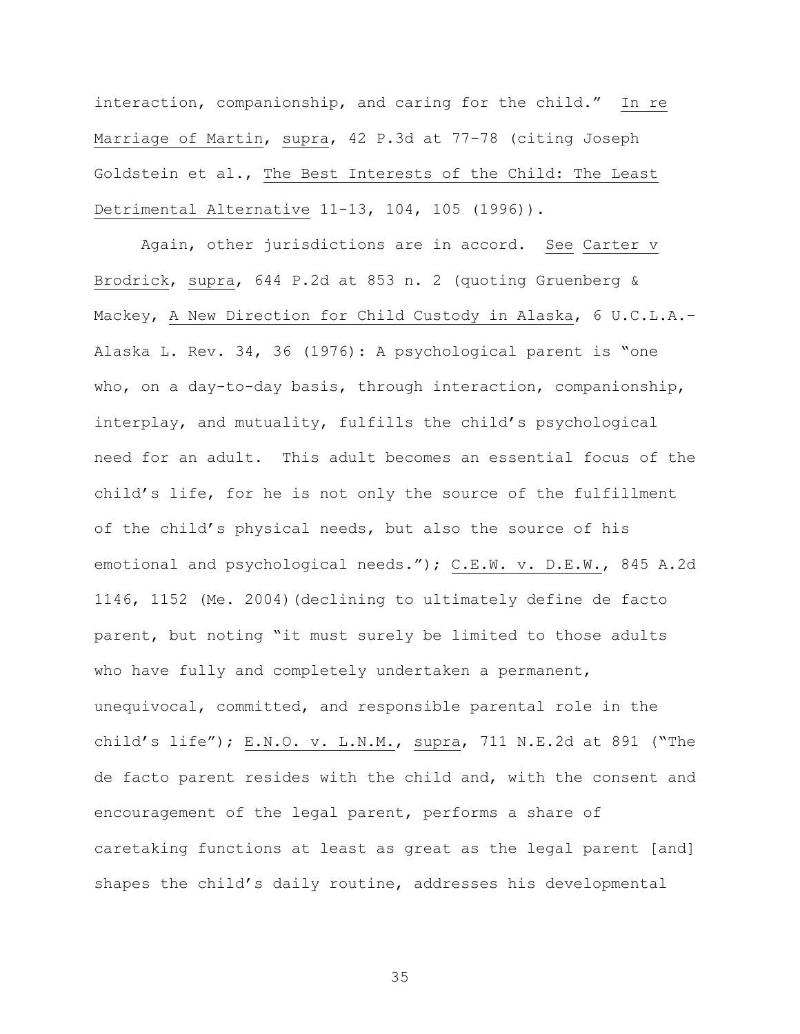interaction, companionship, and caring for the child." In re Marriage of Martin, supra, 42 P.3d at 77-78 (citing Joseph Goldstein et al., The Best Interests of the Child: The Least Detrimental Alternative 11-13, 104, 105 (1996)).

Again, other jurisdictions are in accord. See Carter v Brodrick, supra, 644 P.2d at 853 n. 2 (quoting Gruenberg & Mackey, A New Direction for Child Custody in Alaska, 6 U.C.L.A.-Alaska L. Rev. 34, 36 (1976): A psychological parent is "one who, on a day-to-day basis, through interaction, companionship, interplay, and mutuality, fulfills the child's psychological need for an adult. This adult becomes an essential focus of the child's life, for he is not only the source of the fulfillment of the child's physical needs, but also the source of his emotional and psychological needs."); C.E.W. v. D.E.W., 845 A.2d 1146, 1152 (Me. 2004)(declining to ultimately define de facto parent, but noting "it must surely be limited to those adults who have fully and completely undertaken a permanent, unequivocal, committed, and responsible parental role in the child's life"); E.N.O. v. L.N.M., supra, 711 N.E.2d at 891 ("The de facto parent resides with the child and, with the consent and encouragement of the legal parent, performs a share of caretaking functions at least as great as the legal parent [and] shapes the child's daily routine, addresses his developmental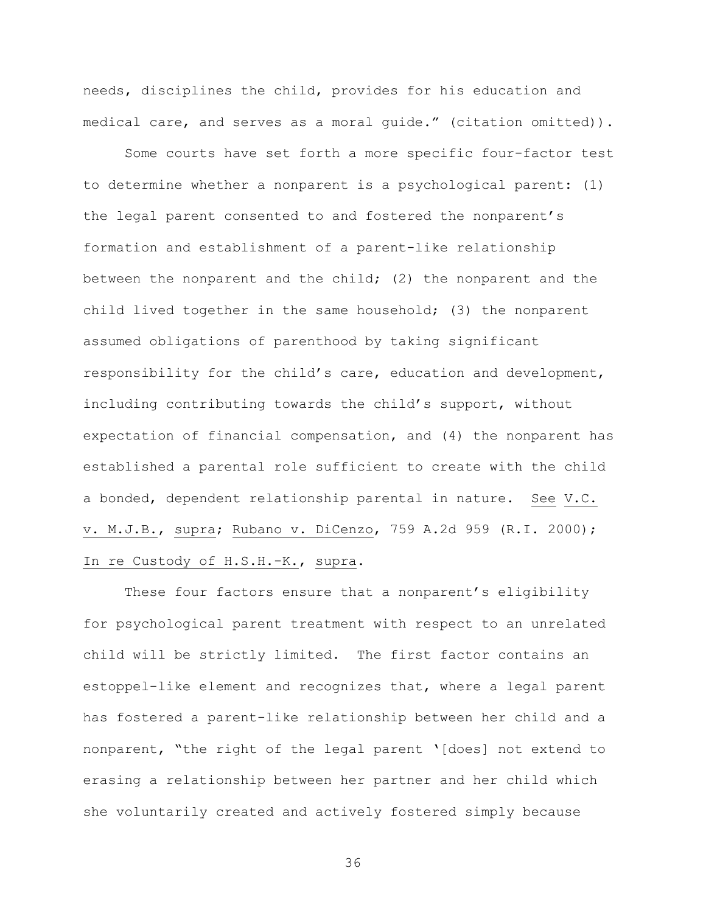needs, disciplines the child, provides for his education and medical care, and serves as a moral guide." (citation omitted)).

Some courts have set forth a more specific four-factor test to determine whether a nonparent is a psychological parent: (1) the legal parent consented to and fostered the nonparent's formation and establishment of a parent-like relationship between the nonparent and the child; (2) the nonparent and the child lived together in the same household; (3) the nonparent assumed obligations of parenthood by taking significant responsibility for the child's care, education and development, including contributing towards the child's support, without expectation of financial compensation, and (4) the nonparent has established a parental role sufficient to create with the child a bonded, dependent relationship parental in nature. See V.C. v. M.J.B., supra; Rubano v. DiCenzo, 759 A.2d 959 (R.I. 2000); In re Custody of H.S.H.-K., supra.

These four factors ensure that a nonparent's eligibility for psychological parent treatment with respect to an unrelated child will be strictly limited. The first factor contains an estoppel-like element and recognizes that, where a legal parent has fostered a parent-like relationship between her child and a nonparent, "the right of the legal parent '[does] not extend to erasing a relationship between her partner and her child which she voluntarily created and actively fostered simply because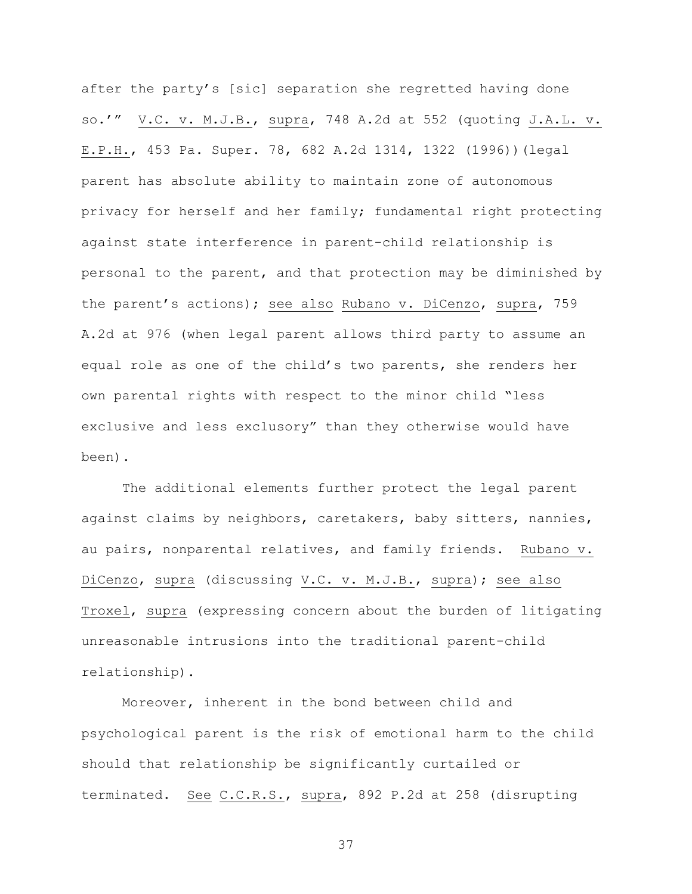after the party's [sic] separation she regretted having done so.'" V.C. v. M.J.B., supra, 748 A.2d at 552 (quoting J.A.L. v. E.P.H., 453 Pa. Super. 78, 682 A.2d 1314, 1322 (1996))(legal parent has absolute ability to maintain zone of autonomous privacy for herself and her family; fundamental right protecting against state interference in parent-child relationship is personal to the parent, and that protection may be diminished by the parent's actions); see also Rubano v. DiCenzo, supra, 759 A.2d at 976 (when legal parent allows third party to assume an equal role as one of the child's two parents, she renders her own parental rights with respect to the minor child "less exclusive and less exclusory" than they otherwise would have been).

The additional elements further protect the legal parent against claims by neighbors, caretakers, baby sitters, nannies, au pairs, nonparental relatives, and family friends. Rubano v. DiCenzo, supra (discussing V.C. v. M.J.B., supra); see also Troxel, supra (expressing concern about the burden of litigating unreasonable intrusions into the traditional parent-child relationship).

Moreover, inherent in the bond between child and psychological parent is the risk of emotional harm to the child should that relationship be significantly curtailed or terminated. See C.C.R.S., supra, 892 P.2d at 258 (disrupting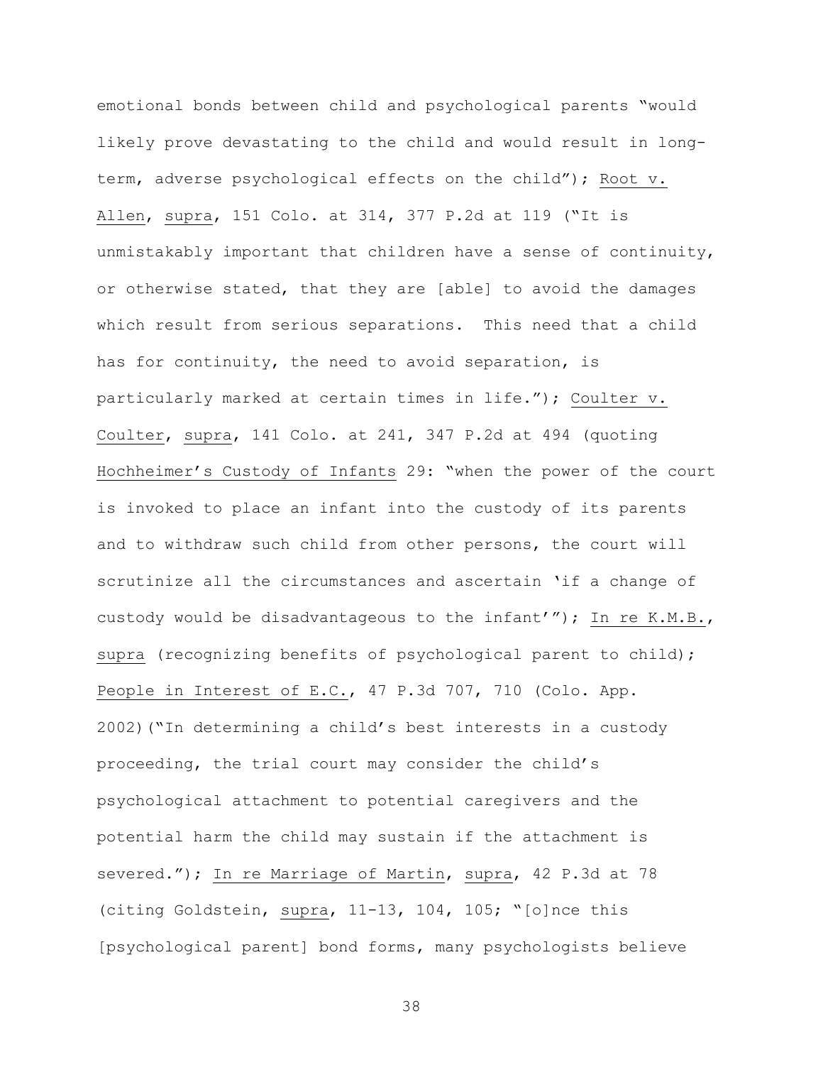emotional bonds between child and psychological parents "would likely prove devastating to the child and would result in long-term, adverse psychological effects on the child"); Root v. Allen, supra, 151 Colo. at 314, 377 P.2d at 119 ("It is unmistakably important that children have a sense of continuity, or otherwise stated, that they are [able] to avoid the damages which result from serious separations. This need that a child has for continuity, the need to avoid separation, is particularly marked at certain times in life."); Coulter v. Coulter, supra, 141 Colo. at 241, 347 P.2d at 494 (quoting Hochheimer's Custody of Infants 29: "when the power of the court is invoked to place an infant into the custody of its parents and to withdraw such child from other persons, the court will scrutinize all the circumstances and ascertain 'if a change of custody would be disadvantageous to the infant'"); In re K.M.B., supra (recognizing benefits of psychological parent to child); People in Interest of E.C., 47 P.3d 707, 710 (Colo. App. 2002)("In determining a child's best interests in a custody proceeding, the trial court may consider the child's psychological attachment to potential caregivers and the potential harm the child may sustain if the attachment is severed."); In re Marriage of Martin, supra, 42 P.3d at 78 (citing Goldstein, supra, 11-13, 104, 105; "[o]nce this [psychological parent] bond forms, many psychologists believe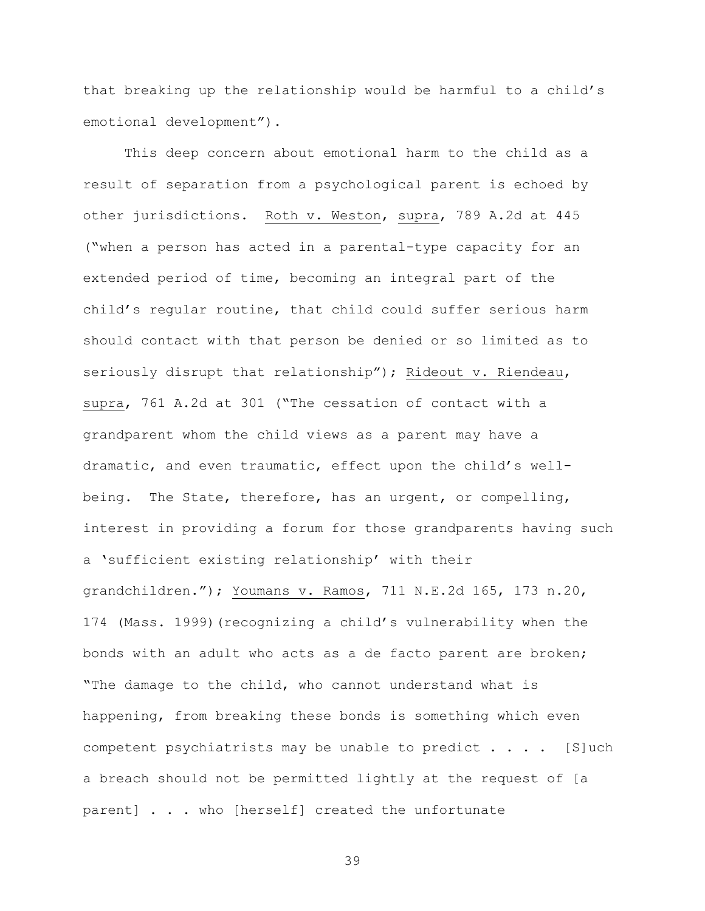that breaking up the relationship would be harmful to a child's emotional development").

This deep concern about emotional harm to the child as a result of separation from a psychological parent is echoed by other jurisdictions. Roth v. Weston, supra, 789 A.2d at 445 ("when a person has acted in a parental-type capacity for an extended period of time, becoming an integral part of the child's regular routine, that child could suffer serious harm should contact with that person be denied or so limited as to seriously disrupt that relationship"); Rideout v. Riendeau, supra, 761 A.2d at 301 ("The cessation of contact with a grandparent whom the child views as a parent may have a dramatic, and even traumatic, effect upon the child's well-being. The State, therefore, has an urgent, or compelling, interest in providing a forum for those grandparents having such a 'sufficient existing relationship' with their grandchildren."); Youmans v. Ramos, 711 N.E.2d 165, 173 n.20, 174 (Mass. 1999)(recognizing a child's vulnerability when the bonds with an adult who acts as a de facto parent are broken; "The damage to the child, who cannot understand what is happening, from breaking these bonds is something which even competent psychiatrists may be unable to predict . . . . [S]uch a breach should not be permitted lightly at the request of [a parent] . . . who [herself] created the unfortunate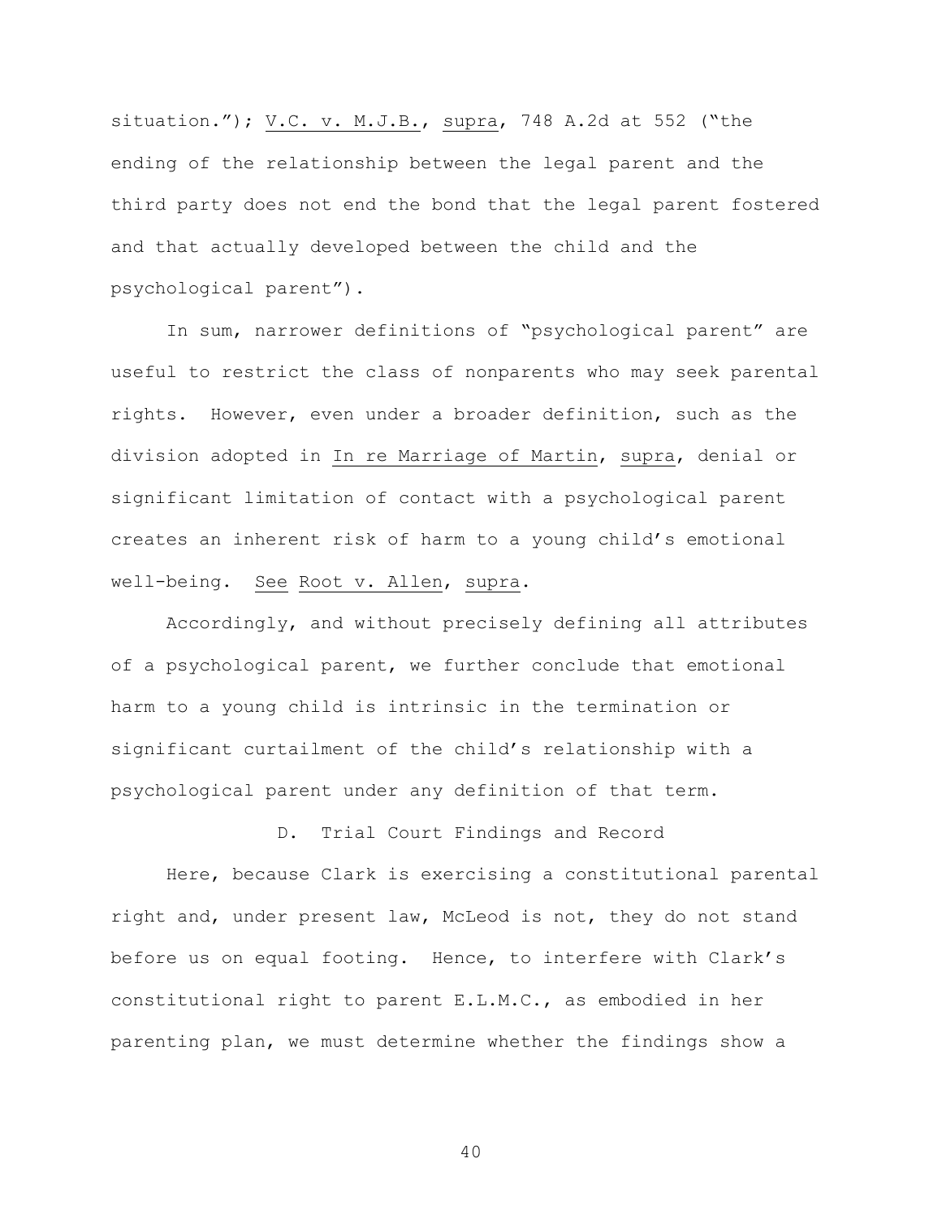situation."); V.C. v. M.J.B., supra, 748 A.2d at 552 ("the ending of the relationship between the legal parent and the third party does not end the bond that the legal parent fostered and that actually developed between the child and the psychological parent").

In sum, narrower definitions of "psychological parent" are useful to restrict the class of nonparents who may seek parental rights. However, even under a broader definition, such as the division adopted in In re Marriage of Martin, supra, denial or significant limitation of contact with a psychological parent creates an inherent risk of harm to a young child's emotional well-being. See Root v. Allen, supra.

Accordingly, and without precisely defining all attributes of a psychological parent, we further conclude that emotional harm to a young child is intrinsic in the termination or significant curtailment of the child's relationship with a psychological parent under any definition of that term.

### D. Trial Court Findings and Record

Here, because Clark is exercising a constitutional parental right and, under present law, McLeod is not, they do not stand before us on equal footing. Hence, to interfere with Clark's constitutional right to parent E.L.M.C., as embodied in her parenting plan, we must determine whether the findings show a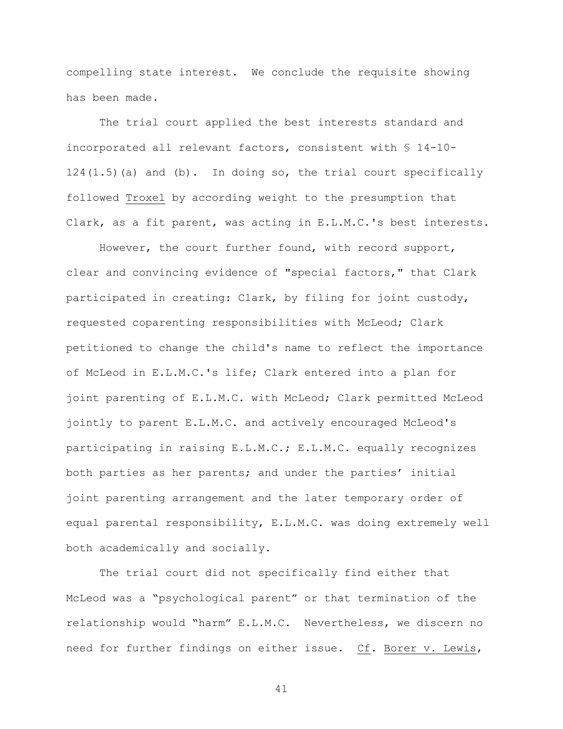compelling state interest. We conclude the requisite showing has been made.

The trial court applied the best interests standard and incorporated all relevant factors, consistent with § 14-10-124(1.5)(a) and (b). In doing so, the trial court specifically followed Troxel by according weight to the presumption that Clark, as a fit parent, was acting in E.L.M.C.'s best interests.

However, the court further found, with record support, clear and convincing evidence of "special factors," that Clark participated in creating: Clark, by filing for joint custody, requested coparenting responsibilities with McLeod; Clark petitioned to change the child's name to reflect the importance of McLeod in E.L.M.C.'s life; Clark entered into a plan for joint parenting of E.L.M.C. with McLeod; Clark permitted McLeod jointly to parent E.L.M.C. and actively encouraged McLeod's participating in raising E.L.M.C.; E.L.M.C. equally recognizes both parties as her parents; and under the parties' initial joint parenting arrangement and the later temporary order of equal parental responsibility, E.L.M.C. was doing extremely well both academically and socially.

The trial court did not specifically find either that McLeod was a "psychological parent" or that termination of the relationship would "harm" E.L.M.C. Nevertheless, we discern no need for further findings on either issue. Cf. Borer v. Lewis,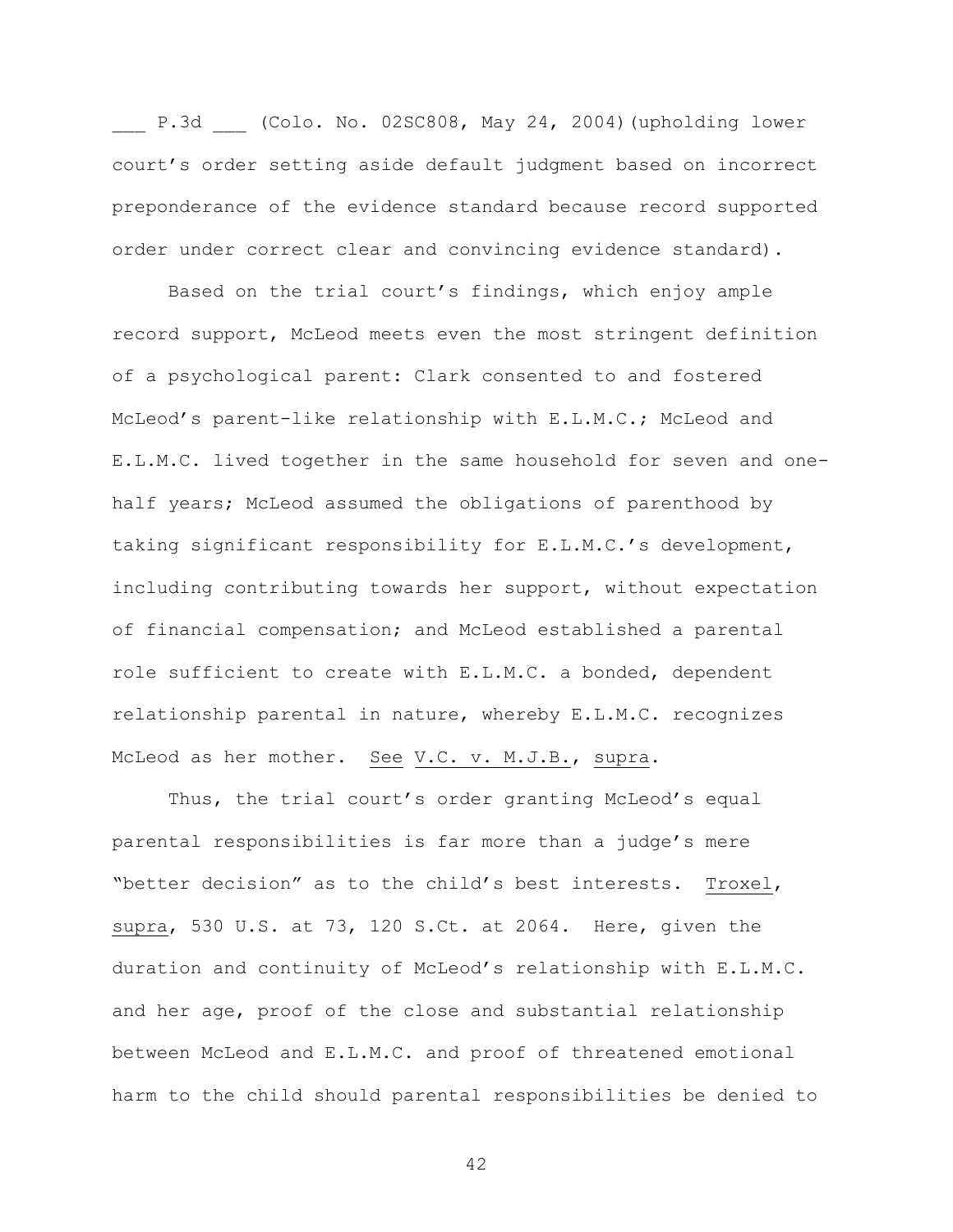___ P.3d ___ (Colo. No. 02SC808, May 24, 2004)(upholding lower court's order setting aside default judgment based on incorrect preponderance of the evidence standard because record supported order under correct clear and convincing evidence standard).

Based on the trial court's findings, which enjoy ample record support, McLeod meets even the most stringent definition of a psychological parent: Clark consented to and fostered McLeod's parent-like relationship with E.L.M.C.; McLeod and E.L.M.C. lived together in the same household for seven and one-half years; McLeod assumed the obligations of parenthood by taking significant responsibility for E.L.M.C.'s development, including contributing towards her support, without expectation of financial compensation; and McLeod established a parental role sufficient to create with E.L.M.C. a bonded, dependent relationship parental in nature, whereby E.L.M.C. recognizes McLeod as her mother. _See_ _V.C. v. M.J.B._, _supra_.

Thus, the trial court's order granting McLeod's equal parental responsibilities is far more than a judge's mere "better decision" as to the child's best interests. _Troxel_, _supra_, 530 U.S. at 73, 120 S.Ct. at 2064. Here, given the duration and continuity of McLeod's relationship with E.L.M.C. and her age, proof of the close and substantial relationship between McLeod and E.L.M.C. and proof of threatened emotional harm to the child should parental responsibilities be denied to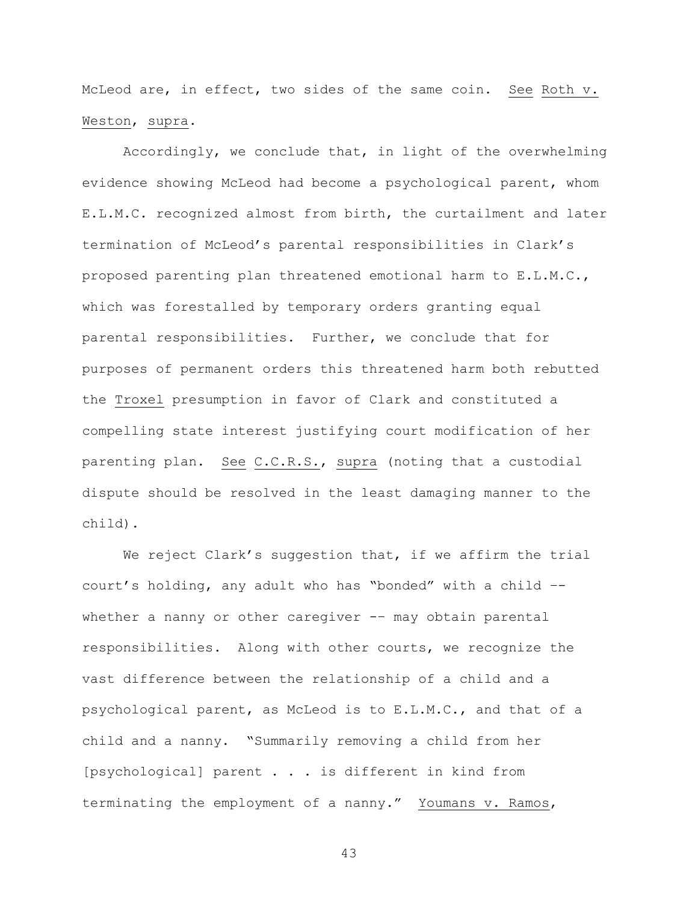McLeod are, in effect, two sides of the same coin. See Roth v. Weston, supra.

Accordingly, we conclude that, in light of the overwhelming evidence showing McLeod had become a psychological parent, whom E.L.M.C. recognized almost from birth, the curtailment and later termination of McLeod's parental responsibilities in Clark's proposed parenting plan threatened emotional harm to E.L.M.C., which was forestalled by temporary orders granting equal parental responsibilities. Further, we conclude that for purposes of permanent orders this threatened harm both rebutted the Troxel presumption in favor of Clark and constituted a compelling state interest justifying court modification of her parenting plan. See C.C.R.S., supra (noting that a custodial dispute should be resolved in the least damaging manner to the child).

We reject Clark's suggestion that, if we affirm the trial court's holding, any adult who has "bonded" with a child -- whether a nanny or other caregiver -- may obtain parental responsibilities. Along with other courts, we recognize the vast difference between the relationship of a child and a psychological parent, as McLeod is to E.L.M.C., and that of a child and a nanny. "Summarily removing a child from her [psychological] parent . . . is different in kind from terminating the employment of a nanny." Youmans v. Ramos,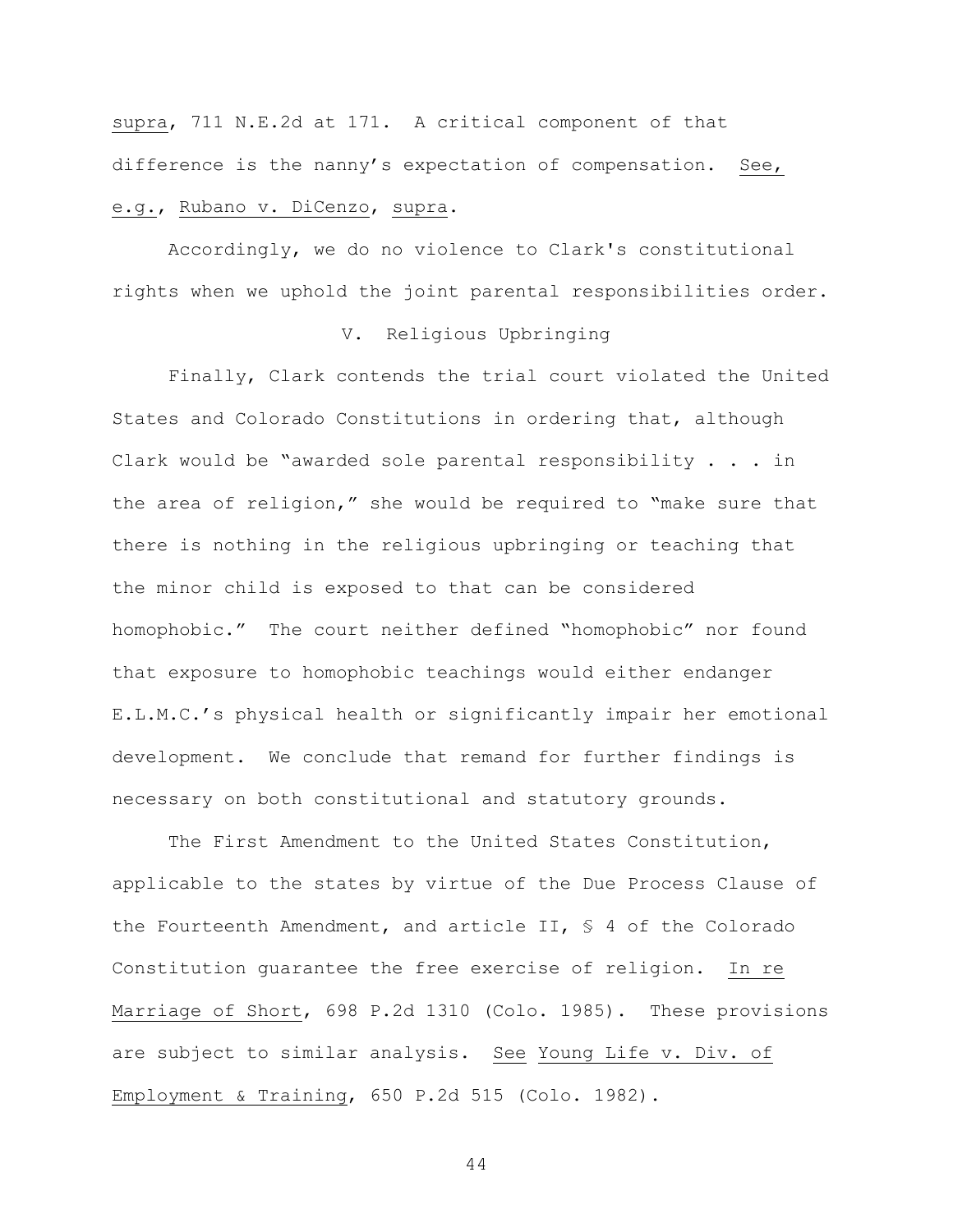supra, 711 N.E.2d at 171. A critical component of that difference is the nanny's expectation of compensation. See, e.g., Rubano v. DiCenzo, supra.

Accordingly, we do no violence to Clark's constitutional rights when we uphold the joint parental responsibilities order.

## V. Religious Upbringing

Finally, Clark contends the trial court violated the United States and Colorado Constitutions in ordering that, although Clark would be "awarded sole parental responsibility . . . in the area of religion," she would be required to "make sure that there is nothing in the religious upbringing or teaching that the minor child is exposed to that can be considered homophobic." The court neither defined "homophobic" nor found that exposure to homophobic teachings would either endanger E.L.M.C.'s physical health or significantly impair her emotional development. We conclude that remand for further findings is necessary on both constitutional and statutory grounds.

The First Amendment to the United States Constitution, applicable to the states by virtue of the Due Process Clause of the Fourteenth Amendment, and article II, § 4 of the Colorado Constitution guarantee the free exercise of religion. In re Marriage of Short, 698 P.2d 1310 (Colo. 1985). These provisions are subject to similar analysis. See Young Life v. Div. of Employment & Training, 650 P.2d 515 (Colo. 1982).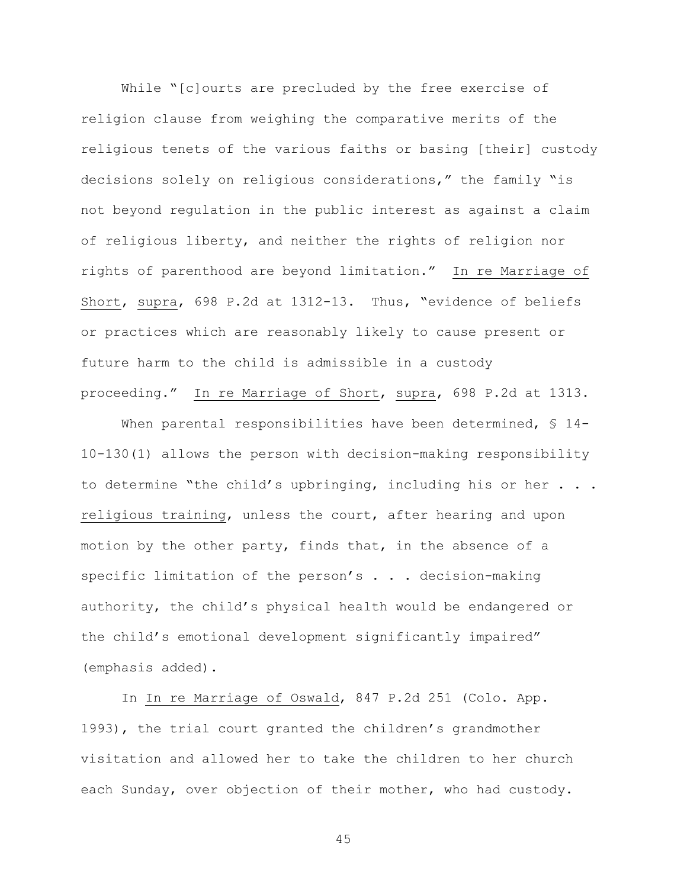While "[c]ourts are precluded by the free exercise of religion clause from weighing the comparative merits of the religious tenets of the various faiths or basing [their] custody decisions solely on religious considerations," the family "is not beyond regulation in the public interest as against a claim of religious liberty, and neither the rights of religion nor rights of parenthood are beyond limitation." In re Marriage of Short, supra, 698 P.2d at 1312-13. Thus, "evidence of beliefs or practices which are reasonably likely to cause present or future harm to the child is admissible in a custody proceeding." In re Marriage of Short, supra, 698 P.2d at 1313.

When parental responsibilities have been determined, § 14-10-130(1) allows the person with decision-making responsibility to determine "the child's upbringing, including his or her . . . religious training, unless the court, after hearing and upon motion by the other party, finds that, in the absence of a specific limitation of the person's . . . decision-making authority, the child's physical health would be endangered or the child's emotional development significantly impaired" (emphasis added).

In In re Marriage of Oswald, 847 P.2d 251 (Colo. App. 1993), the trial court granted the children's grandmother visitation and allowed her to take the children to her church each Sunday, over objection of their mother, who had custody.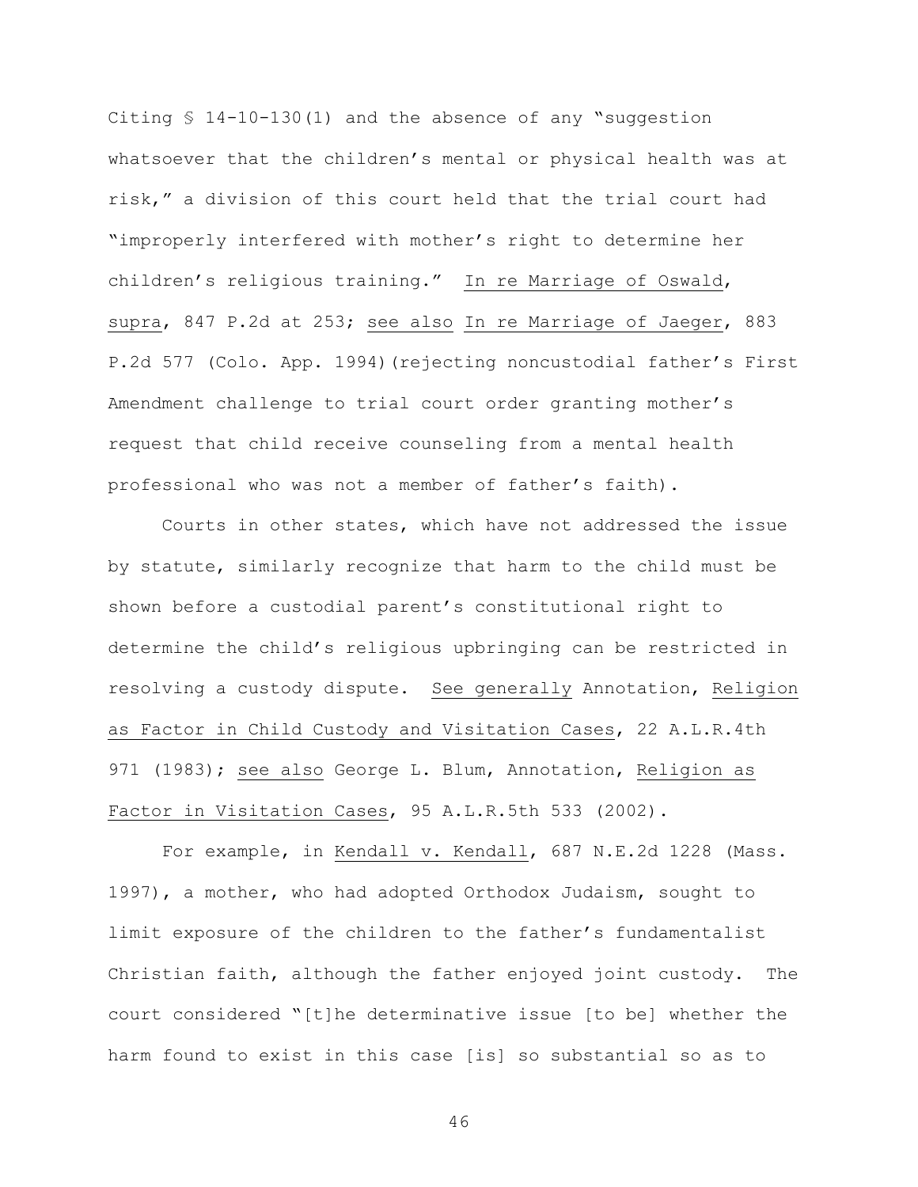Citing § 14-10-130(1) and the absence of any "suggestion whatsoever that the children's mental or physical health was at risk," a division of this court held that the trial court had "improperly interfered with mother's right to determine her children's religious training." In re Marriage of Oswald, supra, 847 P.2d at 253; see also In re Marriage of Jaeger, 883 P.2d 577 (Colo. App. 1994)(rejecting noncustodial father's First Amendment challenge to trial court order granting mother's request that child receive counseling from a mental health professional who was not a member of father's faith).

Courts in other states, which have not addressed the issue by statute, similarly recognize that harm to the child must be shown before a custodial parent's constitutional right to determine the child's religious upbringing can be restricted in resolving a custody dispute. See generally Annotation, Religion as Factor in Child Custody and Visitation Cases, 22 A.L.R.4th 971 (1983); see also George L. Blum, Annotation, Religion as Factor in Visitation Cases, 95 A.L.R.5th 533 (2002).

For example, in Kendall v. Kendall, 687 N.E.2d 1228 (Mass. 1997), a mother, who had adopted Orthodox Judaism, sought to limit exposure of the children to the father's fundamentalist Christian faith, although the father enjoyed joint custody. The court considered "[t]he determinative issue [to be] whether the harm found to exist in this case [is] so substantial so as to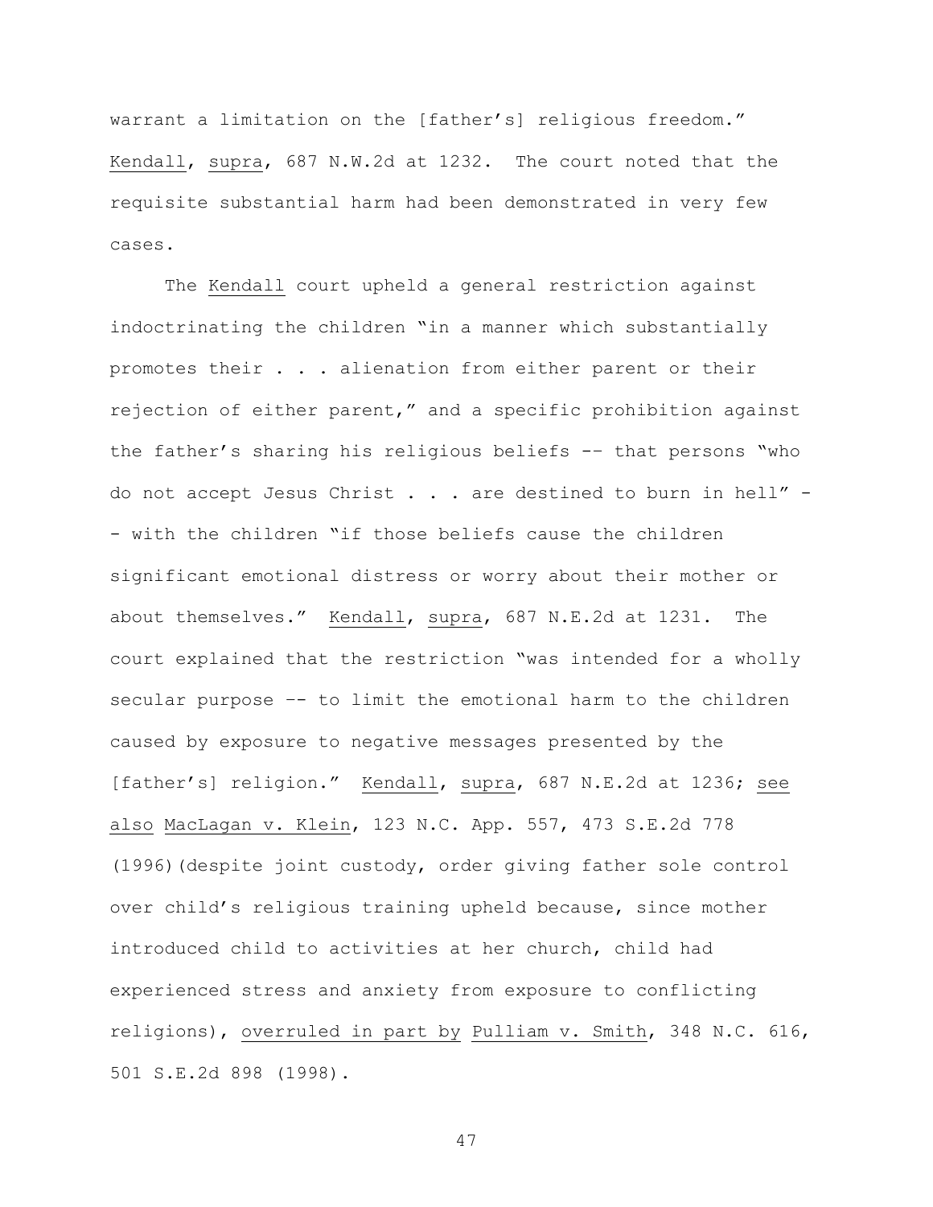warrant a limitation on the [father's] religious freedom." Kendall, supra, 687 N.W.2d at 1232. The court noted that the requisite substantial harm had been demonstrated in very few cases.

The Kendall court upheld a general restriction against indoctrinating the children "in a manner which substantially promotes their . . . alienation from either parent or their rejection of either parent," and a specific prohibition against the father's sharing his religious beliefs -- that persons "who do not accept Jesus Christ . . . are destined to burn in hell" -- with the children "if those beliefs cause the children significant emotional distress or worry about their mother or about themselves." Kendall, supra, 687 N.E.2d at 1231. The court explained that the restriction "was intended for a wholly secular purpose -- to limit the emotional harm to the children caused by exposure to negative messages presented by the [father's] religion." Kendall, supra, 687 N.E.2d at 1236; see also MacLagan v. Klein, 123 N.C. App. 557, 473 S.E.2d 778 (1996)(despite joint custody, order giving father sole control over child's religious training upheld because, since mother introduced child to activities at her church, child had experienced stress and anxiety from exposure to conflicting religions), overruled in part by Pulliam v. Smith, 348 N.C. 616, 501 S.E.2d 898 (1998).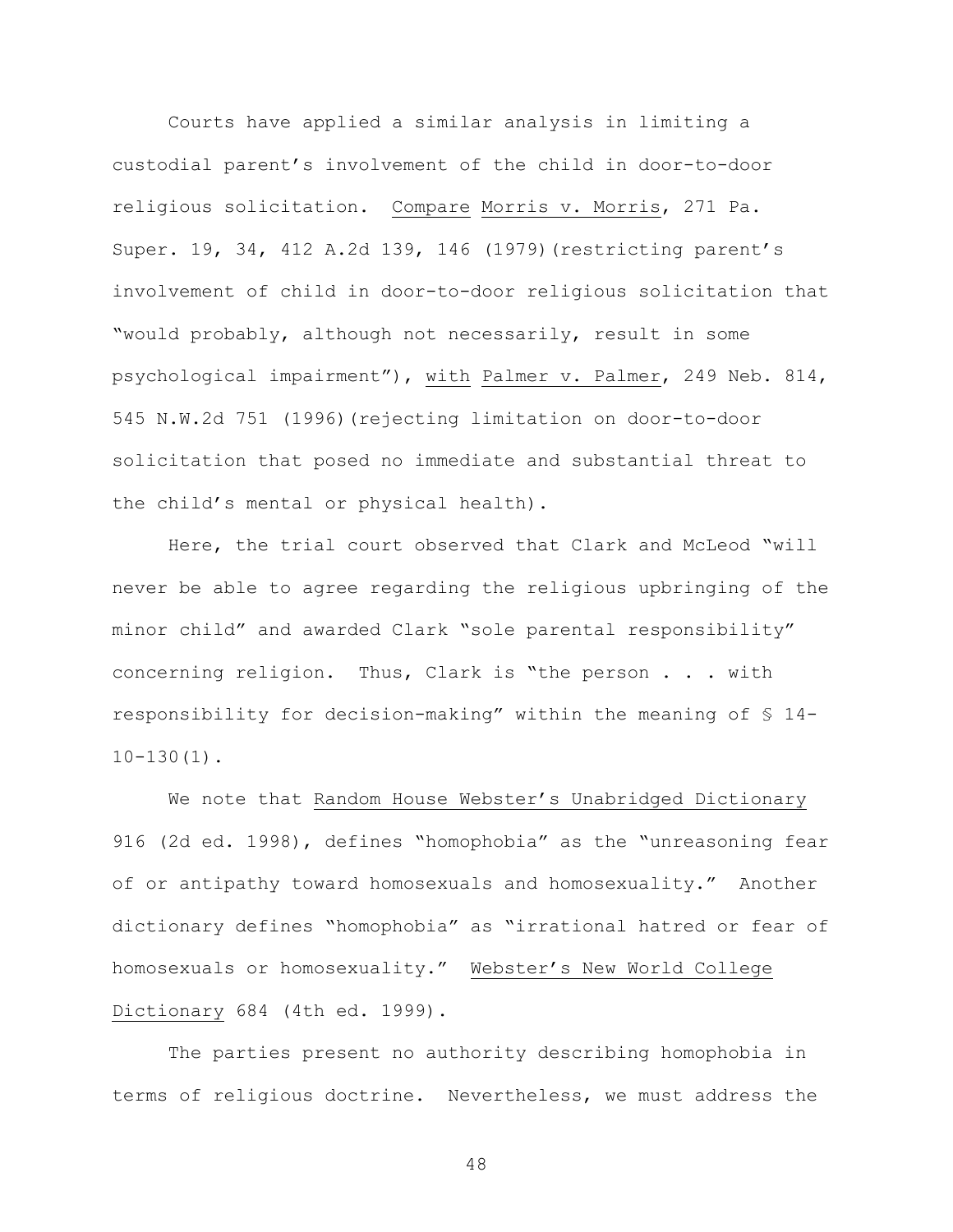Courts have applied a similar analysis in limiting a custodial parent's involvement of the child in door-to-door religious solicitation. Compare Morris v. Morris, 271 Pa. Super. 19, 34, 412 A.2d 139, 146 (1979)(restricting parent's involvement of child in door-to-door religious solicitation that "would probably, although not necessarily, result in some psychological impairment"), with Palmer v. Palmer, 249 Neb. 814, 545 N.W.2d 751 (1996)(rejecting limitation on door-to-door solicitation that posed no immediate and substantial threat to the child's mental or physical health).

Here, the trial court observed that Clark and McLeod "will never be able to agree regarding the religious upbringing of the minor child" and awarded Clark "sole parental responsibility" concerning religion. Thus, Clark is "the person . . . with responsibility for decision-making" within the meaning of § 14-10-130(1).

We note that Random House Webster's Unabridged Dictionary 916 (2d ed. 1998), defines "homophobia" as the "unreasoning fear of or antipathy toward homosexuals and homosexuality." Another dictionary defines "homophobia" as "irrational hatred or fear of homosexuals or homosexuality." Webster's New World College Dictionary 684 (4th ed. 1999).

The parties present no authority describing homophobia in terms of religious doctrine. Nevertheless, we must address the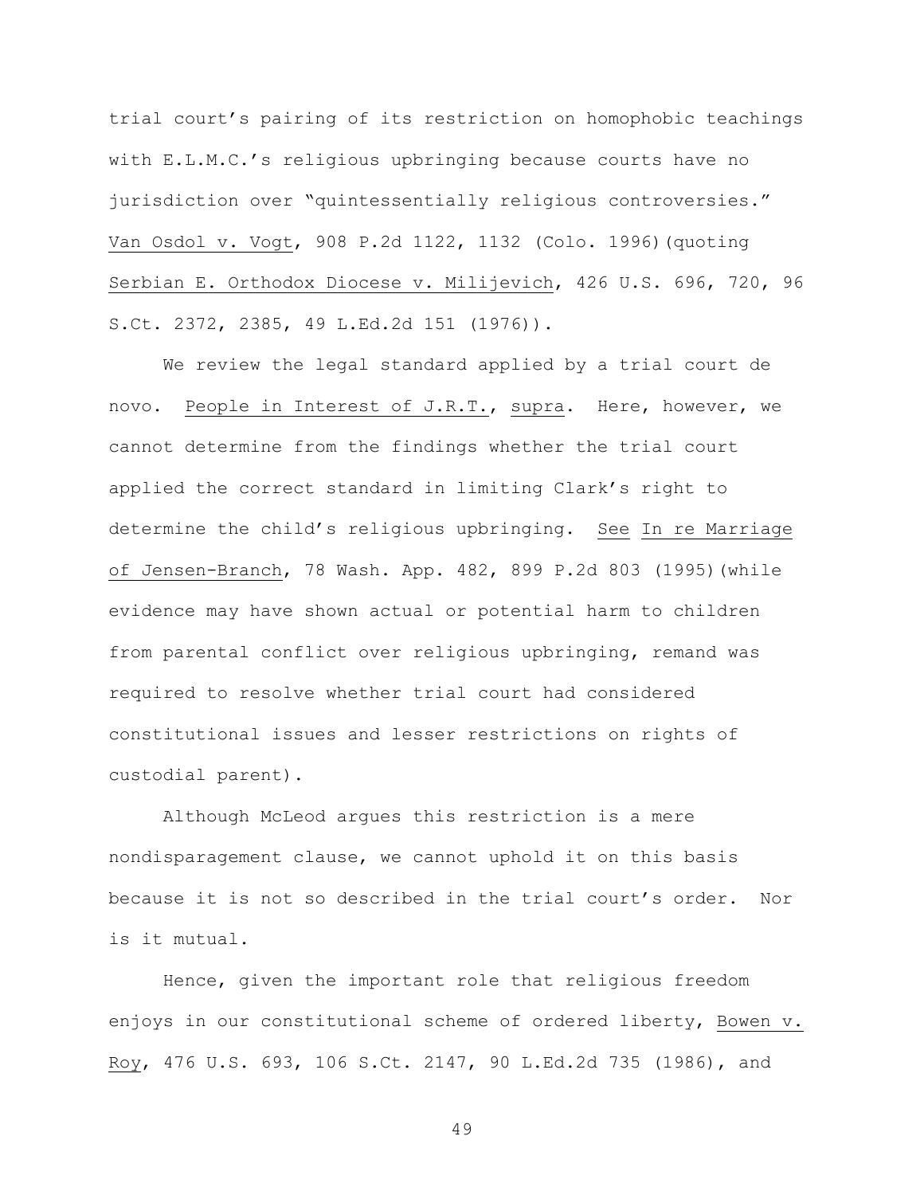trial court's pairing of its restriction on homophobic teachings with E.L.M.C.'s religious upbringing because courts have no jurisdiction over "quintessentially religious controversies." Van Osdol v. Vogt, 908 P.2d 1122, 1132 (Colo. 1996)(quoting Serbian E. Orthodox Diocese v. Milijevich, 426 U.S. 696, 720, 96 S.Ct. 2372, 2385, 49 L.Ed.2d 151 (1976)).

We review the legal standard applied by a trial court de novo. People in Interest of J.R.T., supra. Here, however, we cannot determine from the findings whether the trial court applied the correct standard in limiting Clark's right to determine the child's religious upbringing. See In re Marriage of Jensen-Branch, 78 Wash. App. 482, 899 P.2d 803 (1995)(while evidence may have shown actual or potential harm to children from parental conflict over religious upbringing, remand was required to resolve whether trial court had considered constitutional issues and lesser restrictions on rights of custodial parent).

Although McLeod argues this restriction is a mere nondisparagement clause, we cannot uphold it on this basis because it is not so described in the trial court's order. Nor is it mutual.

Hence, given the important role that religious freedom enjoys in our constitutional scheme of ordered liberty, Bowen v. Roy, 476 U.S. 693, 106 S.Ct. 2147, 90 L.Ed.2d 735 (1986), and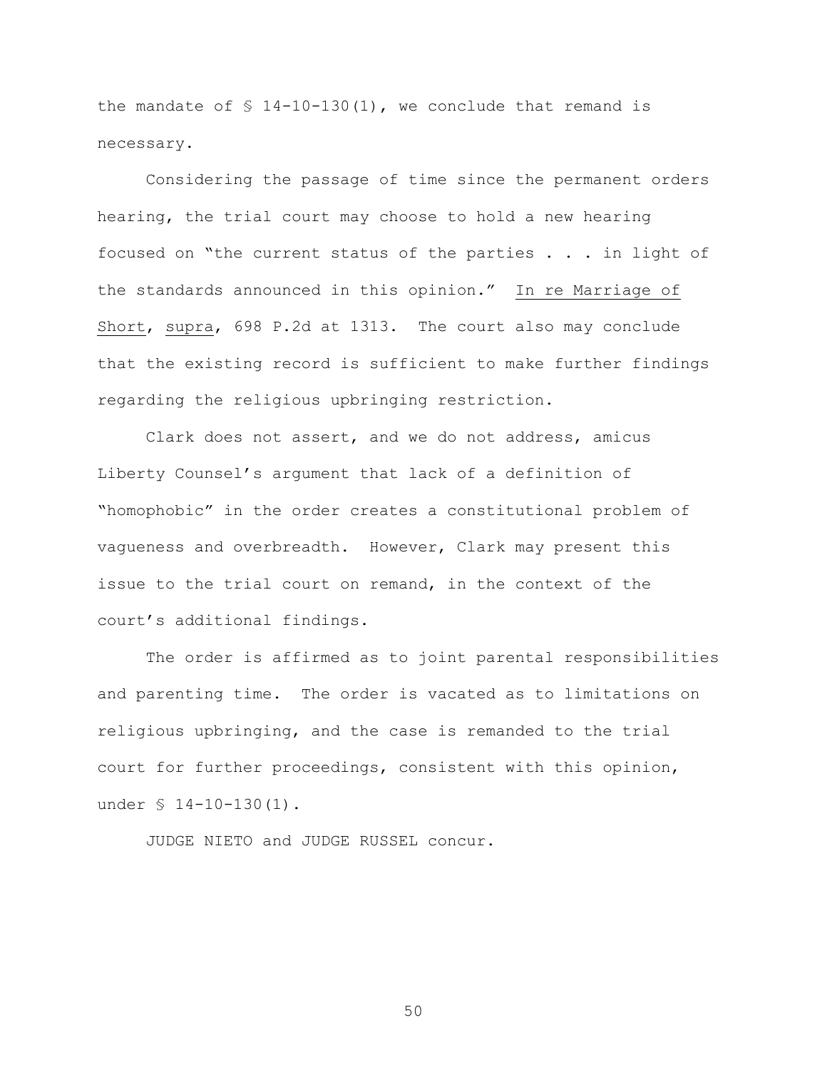the mandate of § 14-10-130(1), we conclude that remand is necessary.

Considering the passage of time since the permanent orders hearing, the trial court may choose to hold a new hearing focused on "the current status of the parties . . . in light of the standards announced in this opinion." In re Marriage of Short, supra, 698 P.2d at 1313. The court also may conclude that the existing record is sufficient to make further findings regarding the religious upbringing restriction.

Clark does not assert, and we do not address, amicus Liberty Counsel's argument that lack of a definition of "homophobic" in the order creates a constitutional problem of vagueness and overbreadth. However, Clark may present this issue to the trial court on remand, in the context of the court's additional findings.

The order is affirmed as to joint parental responsibilities and parenting time. The order is vacated as to limitations on religious upbringing, and the case is remanded to the trial court for further proceedings, consistent with this opinion, under § 14-10-130(1).

JUDGE NIETO and JUDGE RUSSEL concur.